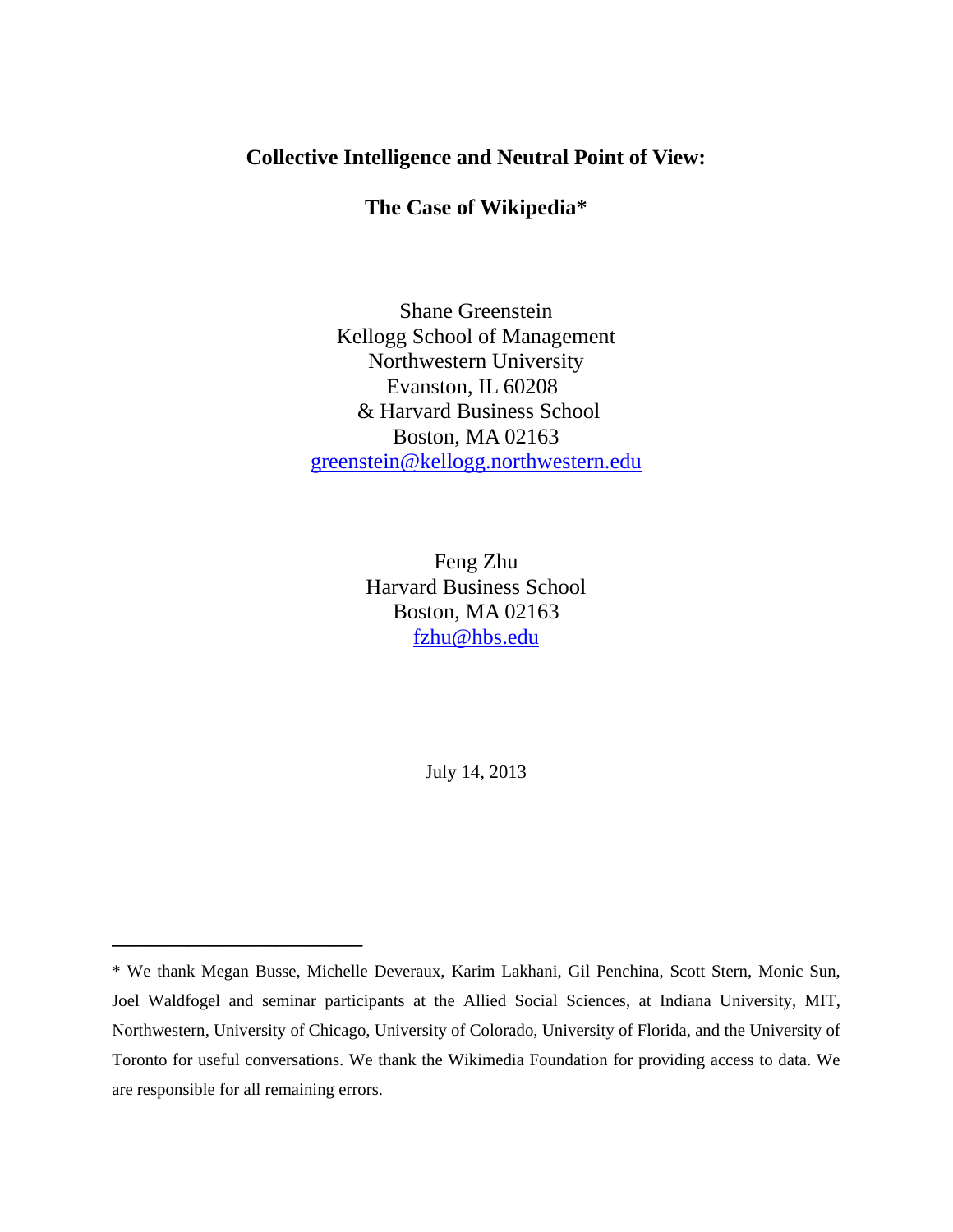# Collective Intelligence and Neutral Point of View:

# The Case of Wikipedia*

Shane Greenstein
Kellogg School of Management
Northwestern University
Evanston, IL 60208
& Harvard Business School
Boston, MA 02163
greenstein@kellogg.northwestern.edu

Feng Zhu
Harvard Business School
Boston, MA 02163
fzhu@hbs.edu

July 14, 2013

---

* We thank Megan Busse, Michelle Deveraux, Karim Lakhani, Gil Penchina, Scott Stern, Monic Sun, Joel Waldfogel and seminar participants at the Allied Social Sciences, at Indiana University, MIT, Northwestern, University of Chicago, University of Colorado, University of Florida, and the University of Toronto for useful conversations. We thank the Wikimedia Foundation for providing access to data. We are responsible for all remaining errors.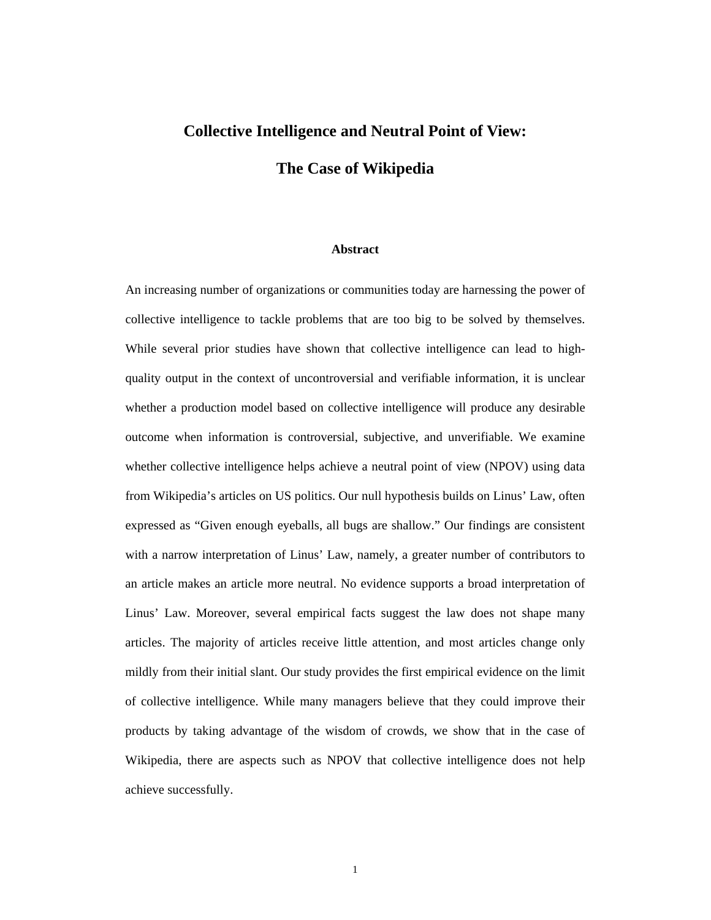# Collective Intelligence and Neutral Point of View:

# The Case of Wikipedia

### Abstract

An increasing number of organizations or communities today are harnessing the power of collective intelligence to tackle problems that are too big to be solved by themselves. While several prior studies have shown that collective intelligence can lead to high-quality output in the context of uncontroversial and verifiable information, it is unclear whether a production model based on collective intelligence will produce any desirable outcome when information is controversial, subjective, and unverifiable. We examine whether collective intelligence helps achieve a neutral point of view (NPOV) using data from Wikipedia's articles on US politics. Our null hypothesis builds on Linus' Law, often expressed as "Given enough eyeballs, all bugs are shallow." Our findings are consistent with a narrow interpretation of Linus' Law, namely, a greater number of contributors to an article makes an article more neutral. No evidence supports a broad interpretation of Linus' Law. Moreover, several empirical facts suggest the law does not shape many articles. The majority of articles receive little attention, and most articles change only mildly from their initial slant. Our study provides the first empirical evidence on the limit of collective intelligence. While many managers believe that they could improve their products by taking advantage of the wisdom of crowds, we show that in the case of Wikipedia, there are aspects such as NPOV that collective intelligence does not help achieve successfully.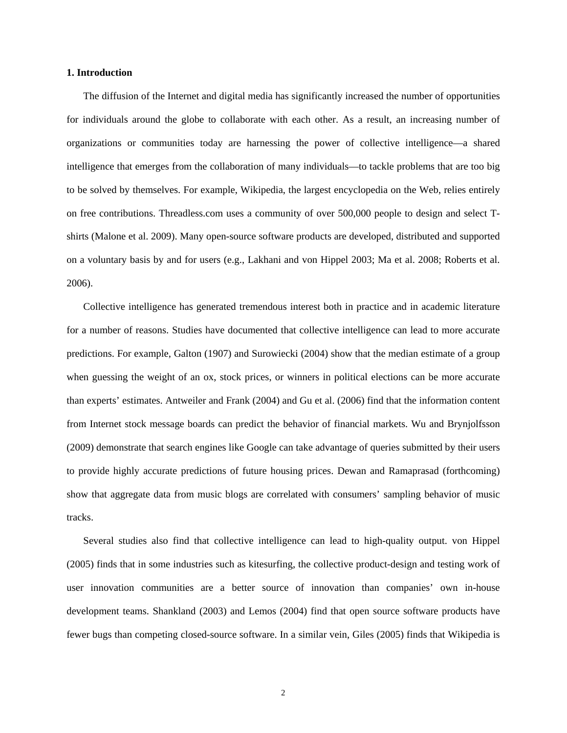## 1. Introduction

The diffusion of the Internet and digital media has significantly increased the number of opportunities for individuals around the globe to collaborate with each other. As a result, an increasing number of organizations or communities today are harnessing the power of collective intelligence—a shared intelligence that emerges from the collaboration of many individuals—to tackle problems that are too big to be solved by themselves. For example, Wikipedia, the largest encyclopedia on the Web, relies entirely on free contributions. Threadless.com uses a community of over 500,000 people to design and select T-shirts (Malone et al. 2009). Many open-source software products are developed, distributed and supported on a voluntary basis by and for users (e.g., Lakhani and von Hippel 2003; Ma et al. 2008; Roberts et al. 2006).

Collective intelligence has generated tremendous interest both in practice and in academic literature for a number of reasons. Studies have documented that collective intelligence can lead to more accurate predictions. For example, Galton (1907) and Surowiecki (2004) show that the median estimate of a group when guessing the weight of an ox, stock prices, or winners in political elections can be more accurate than experts' estimates. Antweiler and Frank (2004) and Gu et al. (2006) find that the information content from Internet stock message boards can predict the behavior of financial markets. Wu and Brynjolfsson (2009) demonstrate that search engines like Google can take advantage of queries submitted by their users to provide highly accurate predictions of future housing prices. Dewan and Ramaprasad (forthcoming) show that aggregate data from music blogs are correlated with consumers' sampling behavior of music tracks.

Several studies also find that collective intelligence can lead to high-quality output. von Hippel (2005) finds that in some industries such as kitesurfing, the collective product-design and testing work of user innovation communities are a better source of innovation than companies' own in-house development teams. Shankland (2003) and Lemos (2004) find that open source software products have fewer bugs than competing closed-source software. In a similar vein, Giles (2005) finds that Wikipedia is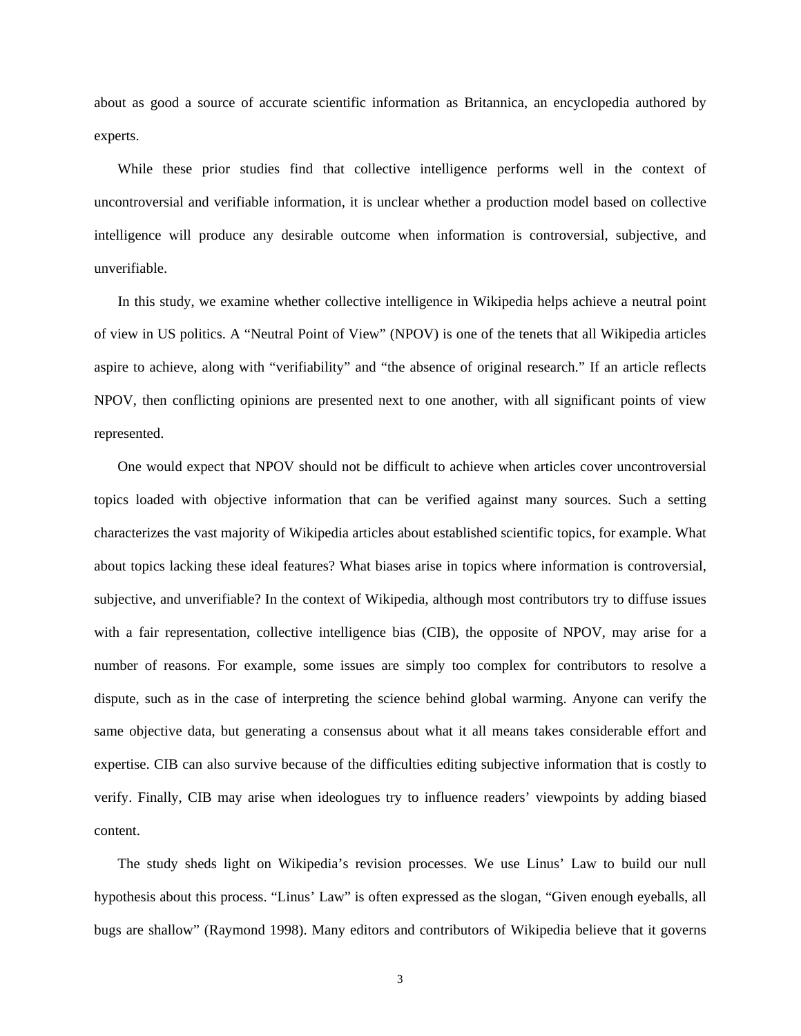about as good a source of accurate scientific information as Britannica, an encyclopedia authored by experts.

While these prior studies find that collective intelligence performs well in the context of uncontroversial and verifiable information, it is unclear whether a production model based on collective intelligence will produce any desirable outcome when information is controversial, subjective, and unverifiable.

In this study, we examine whether collective intelligence in Wikipedia helps achieve a neutral point of view in US politics. A "Neutral Point of View" (NPOV) is one of the tenets that all Wikipedia articles aspire to achieve, along with "verifiability" and "the absence of original research." If an article reflects NPOV, then conflicting opinions are presented next to one another, with all significant points of view represented.

One would expect that NPOV should not be difficult to achieve when articles cover uncontroversial topics loaded with objective information that can be verified against many sources. Such a setting characterizes the vast majority of Wikipedia articles about established scientific topics, for example. What about topics lacking these ideal features? What biases arise in topics where information is controversial, subjective, and unverifiable? In the context of Wikipedia, although most contributors try to diffuse issues with a fair representation, collective intelligence bias (CIB), the opposite of NPOV, may arise for a number of reasons. For example, some issues are simply too complex for contributors to resolve a dispute, such as in the case of interpreting the science behind global warming. Anyone can verify the same objective data, but generating a consensus about what it all means takes considerable effort and expertise. CIB can also survive because of the difficulties editing subjective information that is costly to verify. Finally, CIB may arise when ideologues try to influence readers' viewpoints by adding biased content.

The study sheds light on Wikipedia's revision processes. We use Linus' Law to build our null hypothesis about this process. "Linus' Law" is often expressed as the slogan, "Given enough eyeballs, all bugs are shallow" (Raymond 1998). Many editors and contributors of Wikipedia believe that it governs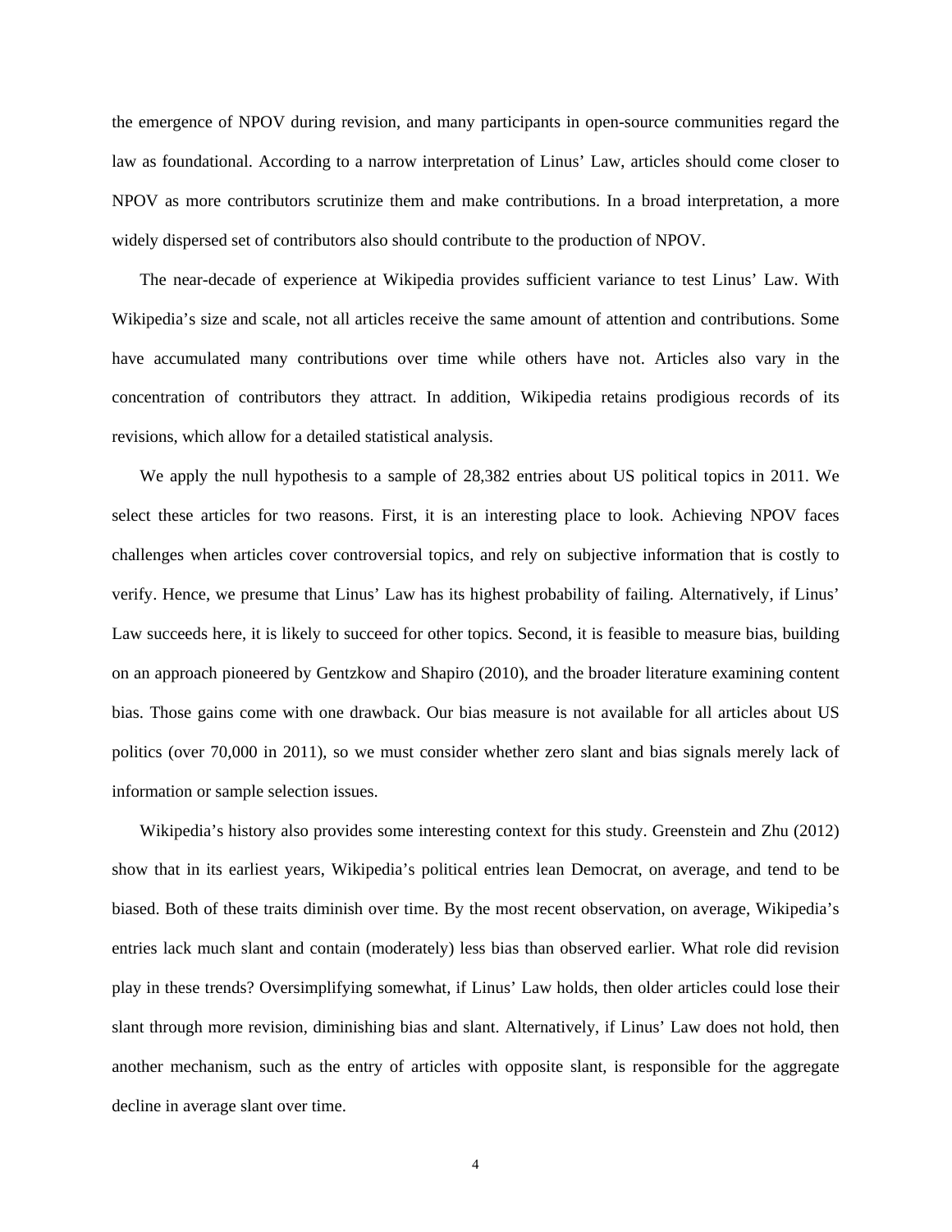the emergence of NPOV during revision, and many participants in open-source communities regard the law as foundational. According to a narrow interpretation of Linus' Law, articles should come closer to NPOV as more contributors scrutinize them and make contributions. In a broad interpretation, a more widely dispersed set of contributors also should contribute to the production of NPOV.

The near-decade of experience at Wikipedia provides sufficient variance to test Linus' Law. With Wikipedia's size and scale, not all articles receive the same amount of attention and contributions. Some have accumulated many contributions over time while others have not. Articles also vary in the concentration of contributors they attract. In addition, Wikipedia retains prodigious records of its revisions, which allow for a detailed statistical analysis.

We apply the null hypothesis to a sample of 28,382 entries about US political topics in 2011. We select these articles for two reasons. First, it is an interesting place to look. Achieving NPOV faces challenges when articles cover controversial topics, and rely on subjective information that is costly to verify. Hence, we presume that Linus' Law has its highest probability of failing. Alternatively, if Linus' Law succeeds here, it is likely to succeed for other topics. Second, it is feasible to measure bias, building on an approach pioneered by Gentzkow and Shapiro (2010), and the broader literature examining content bias. Those gains come with one drawback. Our bias measure is not available for all articles about US politics (over 70,000 in 2011), so we must consider whether zero slant and bias signals merely lack of information or sample selection issues.

Wikipedia's history also provides some interesting context for this study. Greenstein and Zhu (2012) show that in its earliest years, Wikipedia's political entries lean Democrat, on average, and tend to be biased. Both of these traits diminish over time. By the most recent observation, on average, Wikipedia's entries lack much slant and contain (moderately) less bias than observed earlier. What role did revision play in these trends? Oversimplifying somewhat, if Linus' Law holds, then older articles could lose their slant through more revision, diminishing bias and slant. Alternatively, if Linus' Law does not hold, then another mechanism, such as the entry of articles with opposite slant, is responsible for the aggregate decline in average slant over time.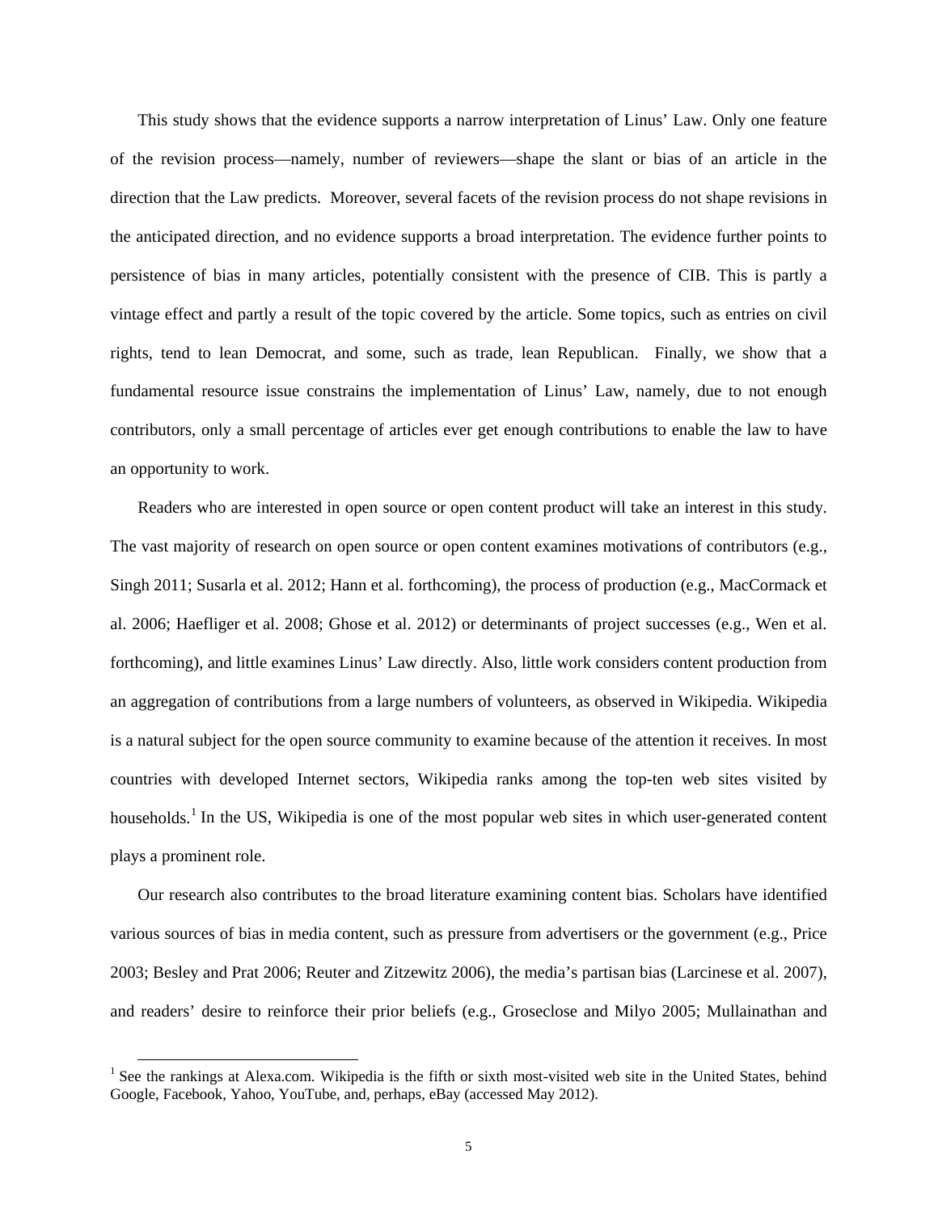This study shows that the evidence supports a narrow interpretation of Linus' Law. Only one feature of the revision process—namely, number of reviewers—shape the slant or bias of an article in the direction that the Law predicts. Moreover, several facets of the revision process do not shape revisions in the anticipated direction, and no evidence supports a broad interpretation. The evidence further points to persistence of bias in many articles, potentially consistent with the presence of CIB. This is partly a vintage effect and partly a result of the topic covered by the article. Some topics, such as entries on civil rights, tend to lean Democrat, and some, such as trade, lean Republican. Finally, we show that a fundamental resource issue constrains the implementation of Linus' Law, namely, due to not enough contributors, only a small percentage of articles ever get enough contributions to enable the law to have an opportunity to work.

Readers who are interested in open source or open content product will take an interest in this study. The vast majority of research on open source or open content examines motivations of contributors (e.g., Singh 2011; Susarla et al. 2012; Hann et al. forthcoming), the process of production (e.g., MacCormack et al. 2006; Haefliger et al. 2008; Ghose et al. 2012) or determinants of project successes (e.g., Wen et al. forthcoming), and little examines Linus' Law directly. Also, little work considers content production from an aggregation of contributions from a large numbers of volunteers, as observed in Wikipedia. Wikipedia is a natural subject for the open source community to examine because of the attention it receives. In most countries with developed Internet sectors, Wikipedia ranks among the top-ten web sites visited by households.[1] In the US, Wikipedia is one of the most popular web sites in which user-generated content plays a prominent role.

Our research also contributes to the broad literature examining content bias. Scholars have identified various sources of bias in media content, such as pressure from advertisers or the government (e.g., Price 2003; Besley and Prat 2006; Reuter and Zitzewitz 2006), the media's partisan bias (Larcinese et al. 2007), and readers' desire to reinforce their prior beliefs (e.g., Groseclose and Milyo 2005; Mullainathan and

[1] See the rankings at Alexa.com. Wikipedia is the fifth or sixth most-visited web site in the United States, behind Google, Facebook, Yahoo, YouTube, and, perhaps, eBay (accessed May 2012).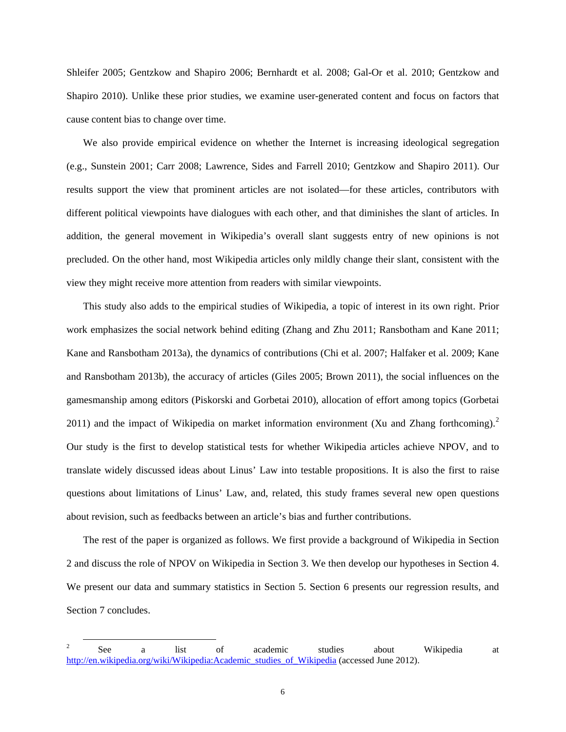Shleifer 2005; Gentzkow and Shapiro 2006; Bernhardt et al. 2008; Gal-Or et al. 2010; Gentzkow and Shapiro 2010). Unlike these prior studies, we examine user-generated content and focus on factors that cause content bias to change over time.

We also provide empirical evidence on whether the Internet is increasing ideological segregation (e.g., Sunstein 2001; Carr 2008; Lawrence, Sides and Farrell 2010; Gentzkow and Shapiro 2011). Our results support the view that prominent articles are not isolated—for these articles, contributors with different political viewpoints have dialogues with each other, and that diminishes the slant of articles. In addition, the general movement in Wikipedia's overall slant suggests entry of new opinions is not precluded. On the other hand, most Wikipedia articles only mildly change their slant, consistent with the view they might receive more attention from readers with similar viewpoints.

This study also adds to the empirical studies of Wikipedia, a topic of interest in its own right. Prior work emphasizes the social network behind editing (Zhang and Zhu 2011; Ransbotham and Kane 2011; Kane and Ransbotham 2013a), the dynamics of contributions (Chi et al. 2007; Halfaker et al. 2009; Kane and Ransbotham 2013b), the accuracy of articles (Giles 2005; Brown 2011), the social influences on the gamesmanship among editors (Piskorski and Gorbetai 2010), allocation of effort among topics (Gorbetai 2011) and the impact of Wikipedia on market information environment (Xu and Zhang forthcoming).[2] Our study is the first to develop statistical tests for whether Wikipedia articles achieve NPOV, and to translate widely discussed ideas about Linus' Law into testable propositions. It is also the first to raise questions about limitations of Linus' Law, and, related, this study frames several new open questions about revision, such as feedbacks between an article's bias and further contributions.

The rest of the paper is organized as follows. We first provide a background of Wikipedia in Section 2 and discuss the role of NPOV on Wikipedia in Section 3. We then develop our hypotheses in Section 4. We present our data and summary statistics in Section 5. Section 6 presents our regression results, and Section 7 concludes.

---

[2] See a list of academic studies about Wikipedia at http://en.wikipedia.org/wiki/Wikipedia:Academic_studies_of_Wikipedia (accessed June 2012).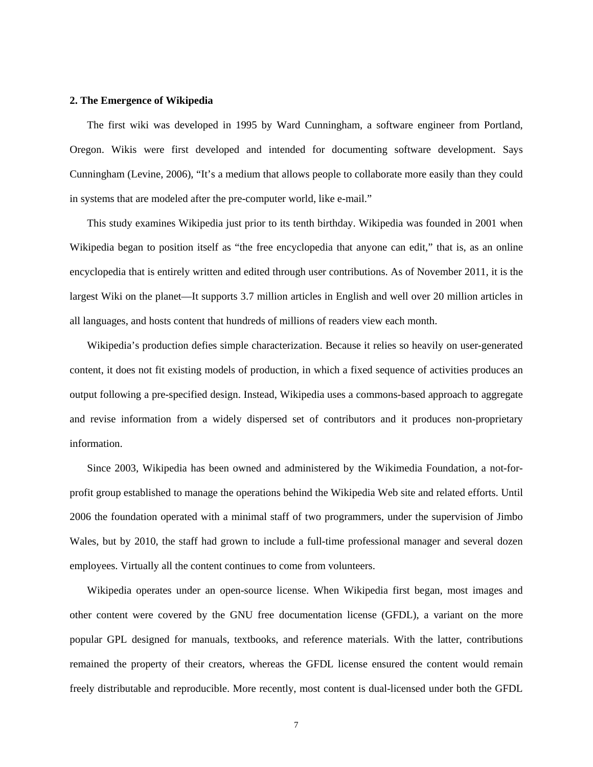## 2. The Emergence of Wikipedia

The first wiki was developed in 1995 by Ward Cunningham, a software engineer from Portland, Oregon. Wikis were first developed and intended for documenting software development. Says Cunningham (Levine, 2006), "It's a medium that allows people to collaborate more easily than they could in systems that are modeled after the pre-computer world, like e-mail."

This study examines Wikipedia just prior to its tenth birthday. Wikipedia was founded in 2001 when Wikipedia began to position itself as "the free encyclopedia that anyone can edit," that is, as an online encyclopedia that is entirely written and edited through user contributions. As of November 2011, it is the largest Wiki on the planet—It supports 3.7 million articles in English and well over 20 million articles in all languages, and hosts content that hundreds of millions of readers view each month.

Wikipedia's production defies simple characterization. Because it relies so heavily on user-generated content, it does not fit existing models of production, in which a fixed sequence of activities produces an output following a pre-specified design. Instead, Wikipedia uses a commons-based approach to aggregate and revise information from a widely dispersed set of contributors and it produces non-proprietary information.

Since 2003, Wikipedia has been owned and administered by the Wikimedia Foundation, a not-for-profit group established to manage the operations behind the Wikipedia Web site and related efforts. Until 2006 the foundation operated with a minimal staff of two programmers, under the supervision of Jimbo Wales, but by 2010, the staff had grown to include a full-time professional manager and several dozen employees. Virtually all the content continues to come from volunteers.

Wikipedia operates under an open-source license. When Wikipedia first began, most images and other content were covered by the GNU free documentation license (GFDL), a variant on the more popular GPL designed for manuals, textbooks, and reference materials. With the latter, contributions remained the property of their creators, whereas the GFDL license ensured the content would remain freely distributable and reproducible. More recently, most content is dual-licensed under both the GFDL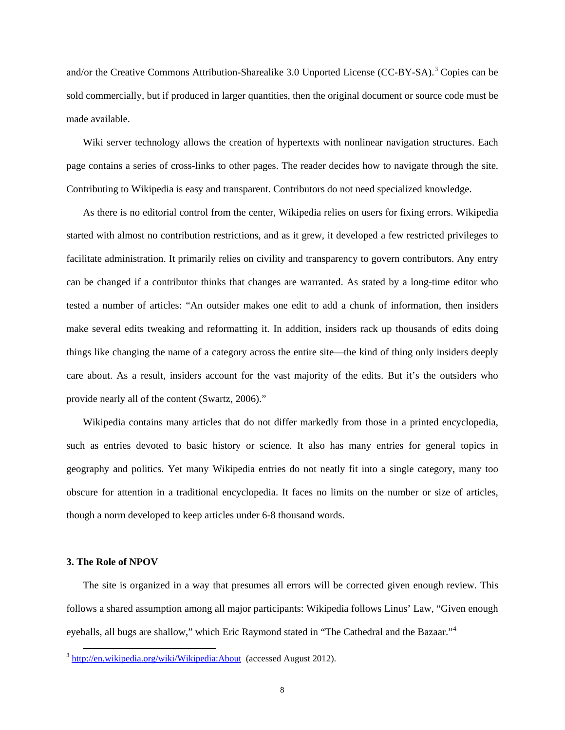and/or the Creative Commons Attribution-Sharealike 3.0 Unported License (CC-BY-SA).[3] Copies can be sold commercially, but if produced in larger quantities, then the original document or source code must be made available.

Wiki server technology allows the creation of hypertexts with nonlinear navigation structures. Each page contains a series of cross-links to other pages. The reader decides how to navigate through the site. Contributing to Wikipedia is easy and transparent. Contributors do not need specialized knowledge.

As there is no editorial control from the center, Wikipedia relies on users for fixing errors. Wikipedia started with almost no contribution restrictions, and as it grew, it developed a few restricted privileges to facilitate administration. It primarily relies on civility and transparency to govern contributors. Any entry can be changed if a contributor thinks that changes are warranted. As stated by a long-time editor who tested a number of articles: "An outsider makes one edit to add a chunk of information, then insiders make several edits tweaking and reformatting it. In addition, insiders rack up thousands of edits doing things like changing the name of a category across the entire site—the kind of thing only insiders deeply care about. As a result, insiders account for the vast majority of the edits. But it's the outsiders who provide nearly all of the content (Swartz, 2006)."

Wikipedia contains many articles that do not differ markedly from those in a printed encyclopedia, such as entries devoted to basic history or science. It also has many entries for general topics in geography and politics. Yet many Wikipedia entries do not neatly fit into a single category, many too obscure for attention in a traditional encyclopedia. It faces no limits on the number or size of articles, though a norm developed to keep articles under 6-8 thousand words.

### 3. The Role of NPOV

The site is organized in a way that presumes all errors will be corrected given enough review. This follows a shared assumption among all major participants: Wikipedia follows Linus' Law, "Given enough eyeballs, all bugs are shallow," which Eric Raymond stated in "The Cathedral and the Bazaar."[4]

[3] http://en.wikipedia.org/wiki/Wikipedia:About (accessed August 2012).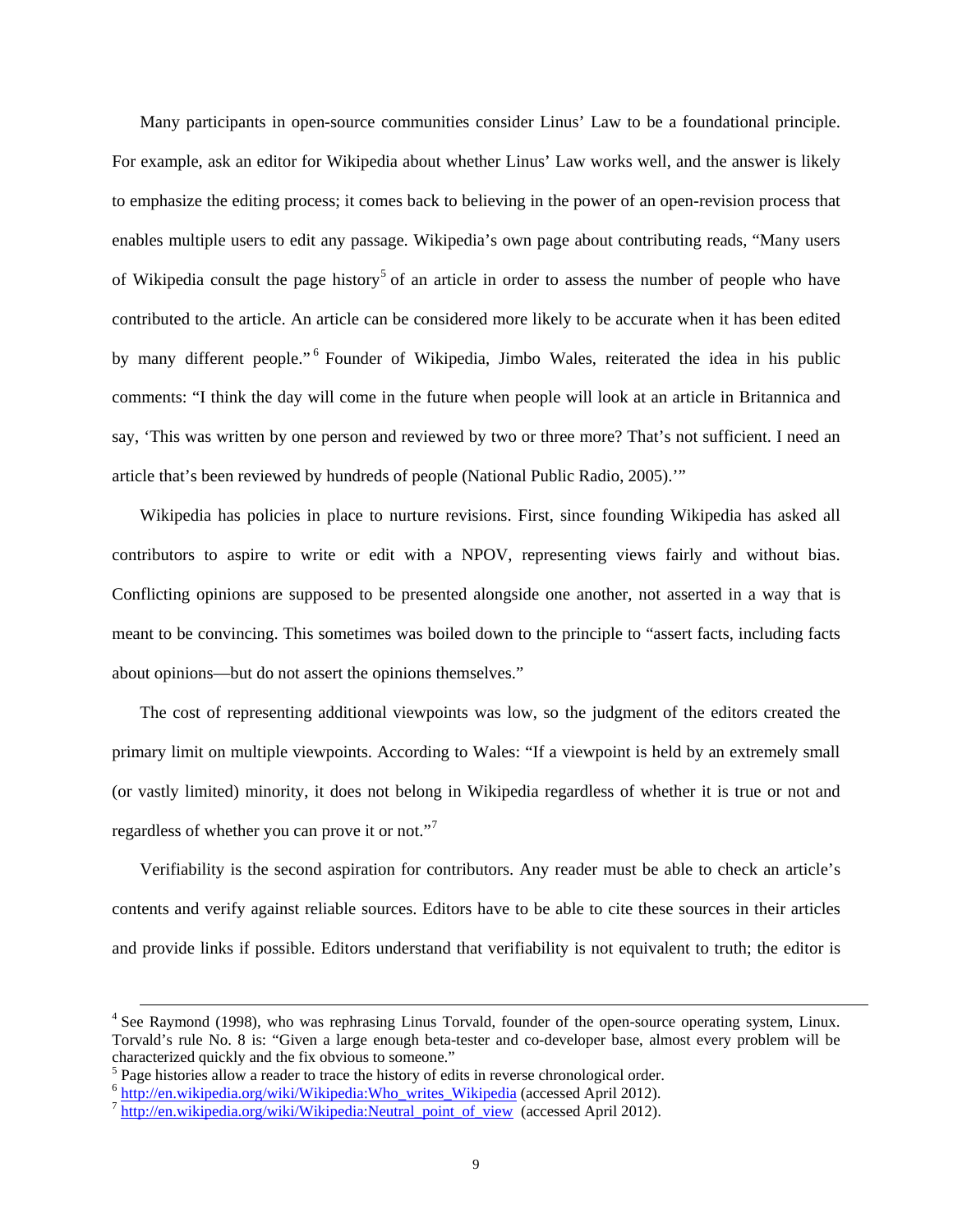Many participants in open-source communities consider Linus' Law to be a foundational principle. For example, ask an editor for Wikipedia about whether Linus' Law works well, and the answer is likely to emphasize the editing process; it comes back to believing in the power of an open-revision process that enables multiple users to edit any passage. Wikipedia's own page about contributing reads, "Many users of Wikipedia consult the page history[5] of an article in order to assess the number of people who have contributed to the article. An article can be considered more likely to be accurate when it has been edited by many different people."[6] Founder of Wikipedia, Jimbo Wales, reiterated the idea in his public comments: "I think the day will come in the future when people will look at an article in Britannica and say, 'This was written by one person and reviewed by two or three more? That's not sufficient. I need an article that's been reviewed by hundreds of people (National Public Radio, 2005).'"

Wikipedia has policies in place to nurture revisions. First, since founding Wikipedia has asked all contributors to aspire to write or edit with a NPOV, representing views fairly and without bias. Conflicting opinions are supposed to be presented alongside one another, not asserted in a way that is meant to be convincing. This sometimes was boiled down to the principle to "assert facts, including facts about opinions—but do not assert the opinions themselves."

The cost of representing additional viewpoints was low, so the judgment of the editors created the primary limit on multiple viewpoints. According to Wales: "If a viewpoint is held by an extremely small (or vastly limited) minority, it does not belong in Wikipedia regardless of whether it is true or not and regardless of whether you can prove it or not."[7]

Verifiability is the second aspiration for contributors. Any reader must be able to check an article's contents and verify against reliable sources. Editors have to be able to cite these sources in their articles and provide links if possible. Editors understand that verifiability is not equivalent to truth; the editor is

---

[4] See Raymond (1998), who was rephrasing Linus Torvald, founder of the open-source operating system, Linux. Torvald's rule No. 8 is: "Given a large enough beta-tester and co-developer base, almost every problem will be characterized quickly and the fix obvious to someone."

[5] Page histories allow a reader to trace the history of edits in reverse chronological order.

[6] http://en.wikipedia.org/wiki/Wikipedia:Who_writes_Wikipedia (accessed April 2012).

[7] http://en.wikipedia.org/wiki/Wikipedia:Neutral_point_of_view (accessed April 2012).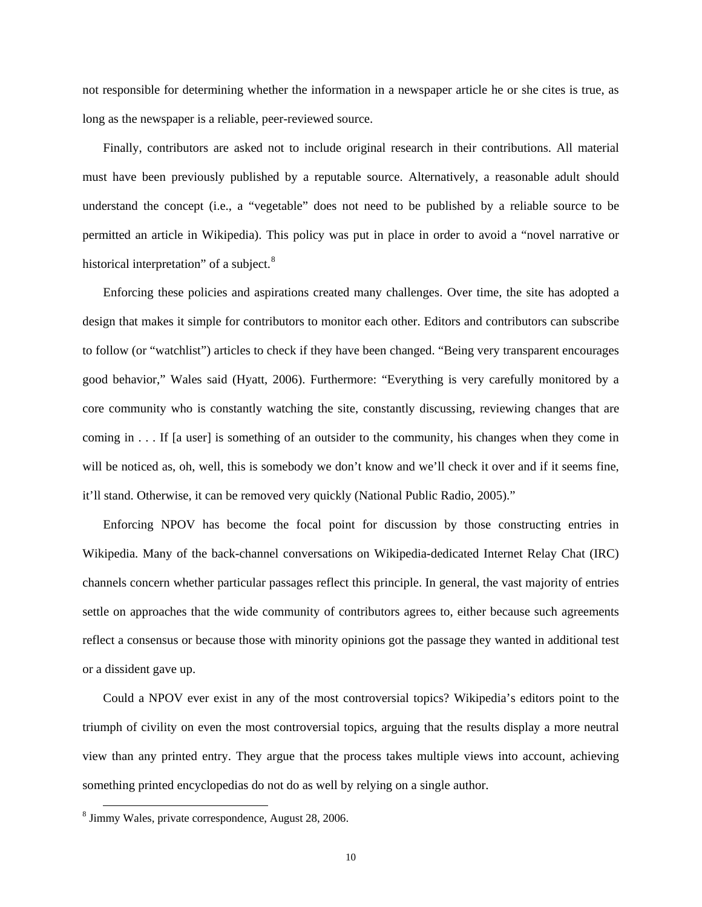not responsible for determining whether the information in a newspaper article he or she cites is true, as long as the newspaper is a reliable, peer-reviewed source.

Finally, contributors are asked not to include original research in their contributions. All material must have been previously published by a reputable source. Alternatively, a reasonable adult should understand the concept (i.e., a "vegetable" does not need to be published by a reliable source to be permitted an article in Wikipedia). This policy was put in place in order to avoid a "novel narrative or historical interpretation" of a subject.[8]

Enforcing these policies and aspirations created many challenges. Over time, the site has adopted a design that makes it simple for contributors to monitor each other. Editors and contributors can subscribe to follow (or "watchlist") articles to check if they have been changed. "Being very transparent encourages good behavior," Wales said (Hyatt, 2006). Furthermore: "Everything is very carefully monitored by a core community who is constantly watching the site, constantly discussing, reviewing changes that are coming in . . . If [a user] is something of an outsider to the community, his changes when they come in will be noticed as, oh, well, this is somebody we don't know and we'll check it over and if it seems fine, it'll stand. Otherwise, it can be removed very quickly (National Public Radio, 2005)."

Enforcing NPOV has become the focal point for discussion by those constructing entries in Wikipedia. Many of the back-channel conversations on Wikipedia-dedicated Internet Relay Chat (IRC) channels concern whether particular passages reflect this principle. In general, the vast majority of entries settle on approaches that the wide community of contributors agrees to, either because such agreements reflect a consensus or because those with minority opinions got the passage they wanted in additional test or a dissident gave up.

Could a NPOV ever exist in any of the most controversial topics? Wikipedia's editors point to the triumph of civility on even the most controversial topics, arguing that the results display a more neutral view than any printed entry. They argue that the process takes multiple views into account, achieving something printed encyclopedias do not do as well by relying on a single author.

[8] Jimmy Wales, private correspondence, August 28, 2006.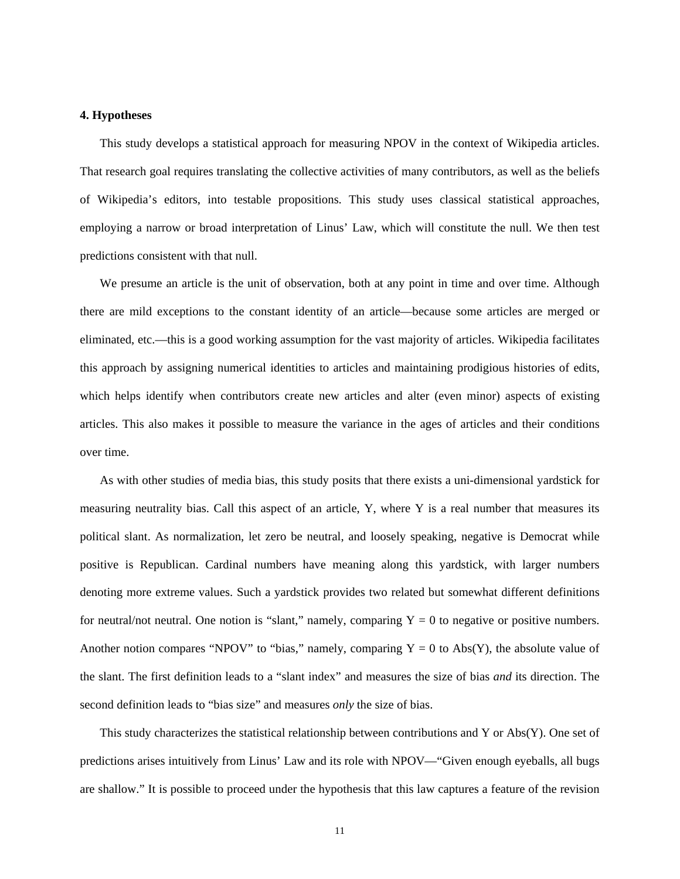**4. Hypotheses**

This study develops a statistical approach for measuring NPOV in the context of Wikipedia articles. That research goal requires translating the collective activities of many contributors, as well as the beliefs of Wikipedia's editors, into testable propositions. This study uses classical statistical approaches, employing a narrow or broad interpretation of Linus' Law, which will constitute the null. We then test predictions consistent with that null.

We presume an article is the unit of observation, both at any point in time and over time. Although there are mild exceptions to the constant identity of an article—because some articles are merged or eliminated, etc.—this is a good working assumption for the vast majority of articles. Wikipedia facilitates this approach by assigning numerical identities to articles and maintaining prodigious histories of edits, which helps identify when contributors create new articles and alter (even minor) aspects of existing articles. This also makes it possible to measure the variance in the ages of articles and their conditions over time.

As with other studies of media bias, this study posits that there exists a uni-dimensional yardstick for measuring neutrality bias. Call this aspect of an article, Y, where Y is a real number that measures its political slant. As normalization, let zero be neutral, and loosely speaking, negative is Democrat while positive is Republican. Cardinal numbers have meaning along this yardstick, with larger numbers denoting more extreme values. Such a yardstick provides two related but somewhat different definitions for neutral/not neutral. One notion is "slant," namely, comparing $Y = 0$ to negative or positive numbers. Another notion compares "NPOV" to "bias," namely, comparing $Y = 0$ to Abs(Y), the absolute value of the slant. The first definition leads to a "slant index" and measures the size of bias *and* its direction. The second definition leads to "bias size" and measures *only* the size of bias.

This study characterizes the statistical relationship between contributions and Y or Abs(Y). One set of predictions arises intuitively from Linus' Law and its role with NPOV—"Given enough eyeballs, all bugs are shallow." It is possible to proceed under the hypothesis that this law captures a feature of the revision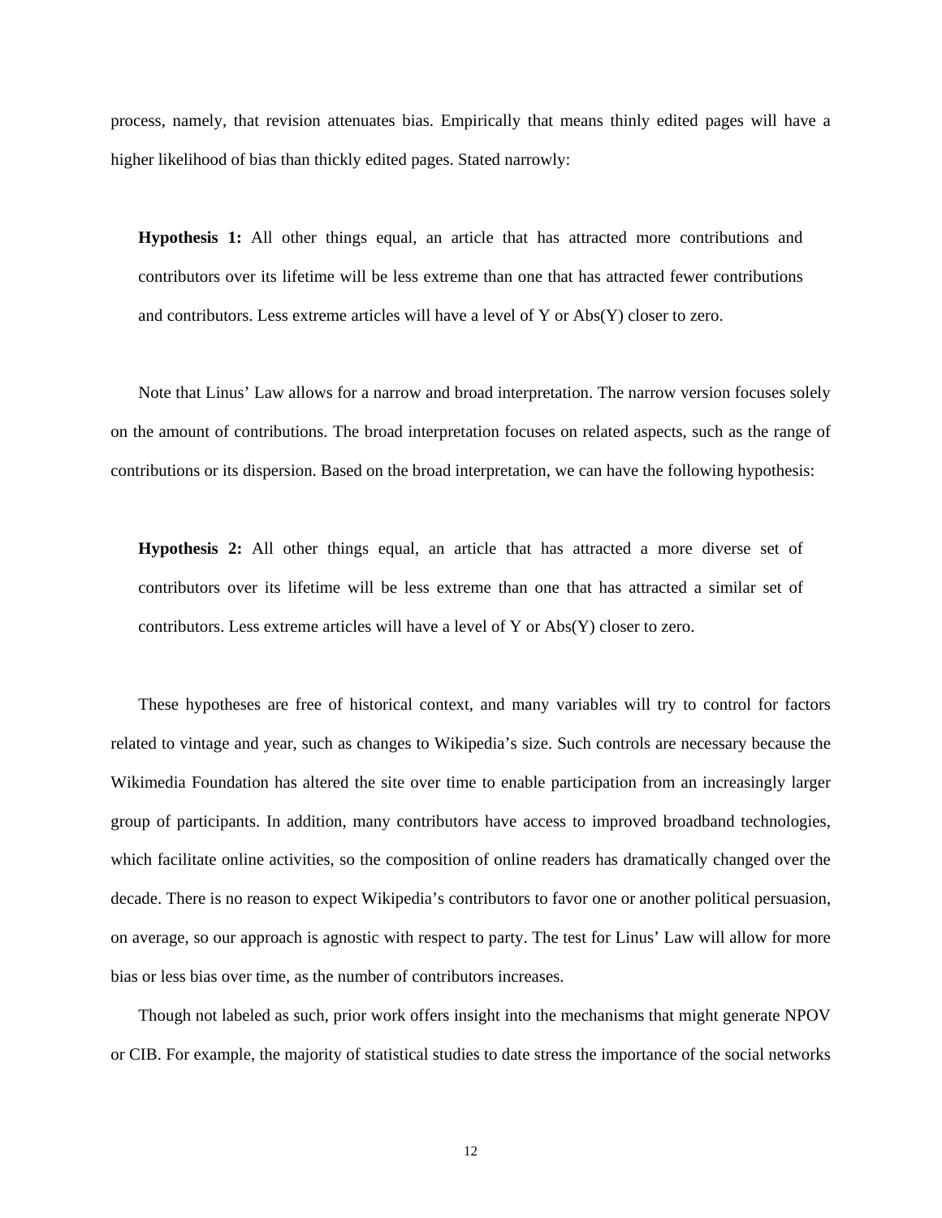process, namely, that revision attenuates bias. Empirically that means thinly edited pages will have a higher likelihood of bias than thickly edited pages. Stated narrowly:

> **Hypothesis 1:** All other things equal, an article that has attracted more contributions and contributors over its lifetime will be less extreme than one that has attracted fewer contributions and contributors. Less extreme articles will have a level of Y or Abs(Y) closer to zero.

Note that Linus' Law allows for a narrow and broad interpretation. The narrow version focuses solely on the amount of contributions. The broad interpretation focuses on related aspects, such as the range of contributions or its dispersion. Based on the broad interpretation, we can have the following hypothesis:

> **Hypothesis 2:** All other things equal, an article that has attracted a more diverse set of contributors over its lifetime will be less extreme than one that has attracted a similar set of contributors. Less extreme articles will have a level of Y or Abs(Y) closer to zero.

These hypotheses are free of historical context, and many variables will try to control for factors related to vintage and year, such as changes to Wikipedia's size. Such controls are necessary because the Wikimedia Foundation has altered the site over time to enable participation from an increasingly larger group of participants. In addition, many contributors have access to improved broadband technologies, which facilitate online activities, so the composition of online readers has dramatically changed over the decade. There is no reason to expect Wikipedia's contributors to favor one or another political persuasion, on average, so our approach is agnostic with respect to party. The test for Linus' Law will allow for more bias or less bias over time, as the number of contributors increases.

Though not labeled as such, prior work offers insight into the mechanisms that might generate NPOV or CIB. For example, the majority of statistical studies to date stress the importance of the social networks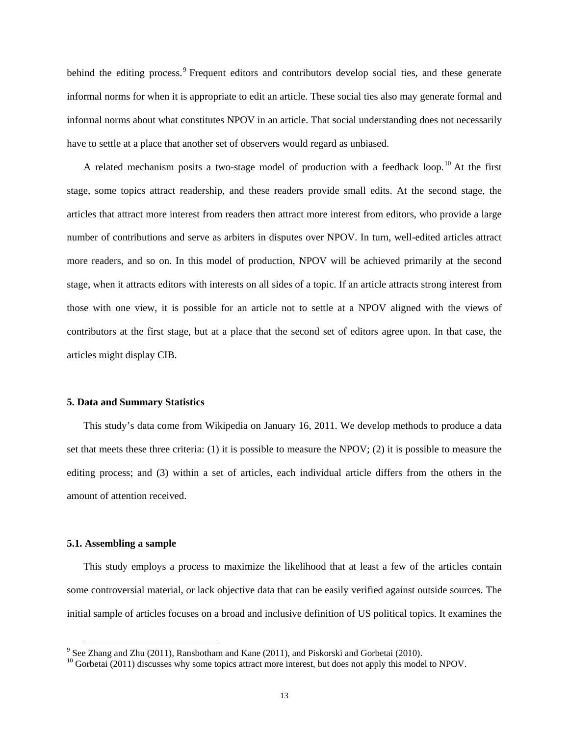behind the editing process.[9] Frequent editors and contributors develop social ties, and these generate informal norms for when it is appropriate to edit an article. These social ties also may generate formal and informal norms about what constitutes NPOV in an article. That social understanding does not necessarily have to settle at a place that another set of observers would regard as unbiased.

A related mechanism posits a two-stage model of production with a feedback loop.[10] At the first stage, some topics attract readership, and these readers provide small edits. At the second stage, the articles that attract more interest from readers then attract more interest from editors, who provide a large number of contributions and serve as arbiters in disputes over NPOV. In turn, well-edited articles attract more readers, and so on. In this model of production, NPOV will be achieved primarily at the second stage, when it attracts editors with interests on all sides of a topic. If an article attracts strong interest from those with one view, it is possible for an article not to settle at a NPOV aligned with the views of contributors at the first stage, but at a place that the second set of editors agree upon. In that case, the articles might display CIB.

## 5. Data and Summary Statistics

This study's data come from Wikipedia on January 16, 2011. We develop methods to produce a data set that meets these three criteria: (1) it is possible to measure the NPOV; (2) it is possible to measure the editing process; and (3) within a set of articles, each individual article differs from the others in the amount of attention received.

### 5.1. Assembling a sample

This study employs a process to maximize the likelihood that at least a few of the articles contain some controversial material, or lack objective data that can be easily verified against outside sources. The initial sample of articles focuses on a broad and inclusive definition of US political topics. It examines the

[9] See Zhang and Zhu (2011), Ransbotham and Kane (2011), and Piskorski and Gorbetai (2010).

[10] Gorbetai (2011) discusses why some topics attract more interest, but does not apply this model to NPOV.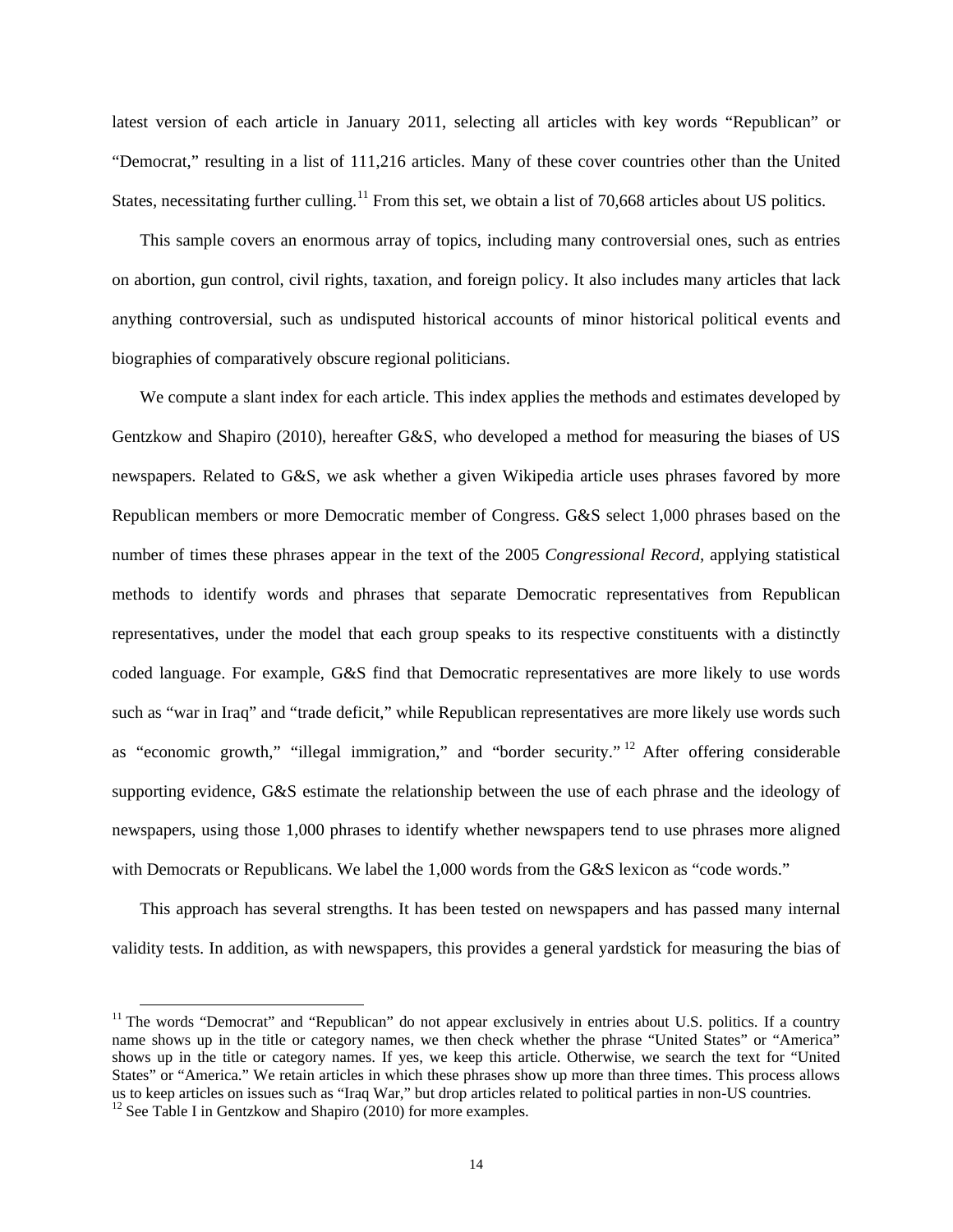latest version of each article in January 2011, selecting all articles with key words "Republican" or "Democrat," resulting in a list of 111,216 articles. Many of these cover countries other than the United States, necessitating further culling.[11] From this set, we obtain a list of 70,668 articles about US politics.

This sample covers an enormous array of topics, including many controversial ones, such as entries on abortion, gun control, civil rights, taxation, and foreign policy. It also includes many articles that lack anything controversial, such as undisputed historical accounts of minor historical political events and biographies of comparatively obscure regional politicians.

We compute a slant index for each article. This index applies the methods and estimates developed by Gentzkow and Shapiro (2010), hereafter G&S, who developed a method for measuring the biases of US newspapers. Related to G&S, we ask whether a given Wikipedia article uses phrases favored by more Republican members or more Democratic member of Congress. G&S select 1,000 phrases based on the number of times these phrases appear in the text of the 2005 *Congressional Record,* applying statistical methods to identify words and phrases that separate Democratic representatives from Republican representatives, under the model that each group speaks to its respective constituents with a distinctly coded language. For example, G&S find that Democratic representatives are more likely to use words such as "war in Iraq" and "trade deficit," while Republican representatives are more likely use words such as "economic growth," "illegal immigration," and "border security."[12] After offering considerable supporting evidence, G&S estimate the relationship between the use of each phrase and the ideology of newspapers, using those 1,000 phrases to identify whether newspapers tend to use phrases more aligned with Democrats or Republicans. We label the 1,000 words from the G&S lexicon as "code words."

This approach has several strengths. It has been tested on newspapers and has passed many internal validity tests. In addition, as with newspapers, this provides a general yardstick for measuring the bias of

---

[11] The words "Democrat" and "Republican" do not appear exclusively in entries about U.S. politics. If a country name shows up in the title or category names, we then check whether the phrase "United States" or "America" shows up in the title or category names. If yes, we keep this article. Otherwise, we search the text for "United States" or "America." We retain articles in which these phrases show up more than three times. This process allows us to keep articles on issues such as "Iraq War," but drop articles related to political parties in non-US countries.

[12] See Table I in Gentzkow and Shapiro (2010) for more examples.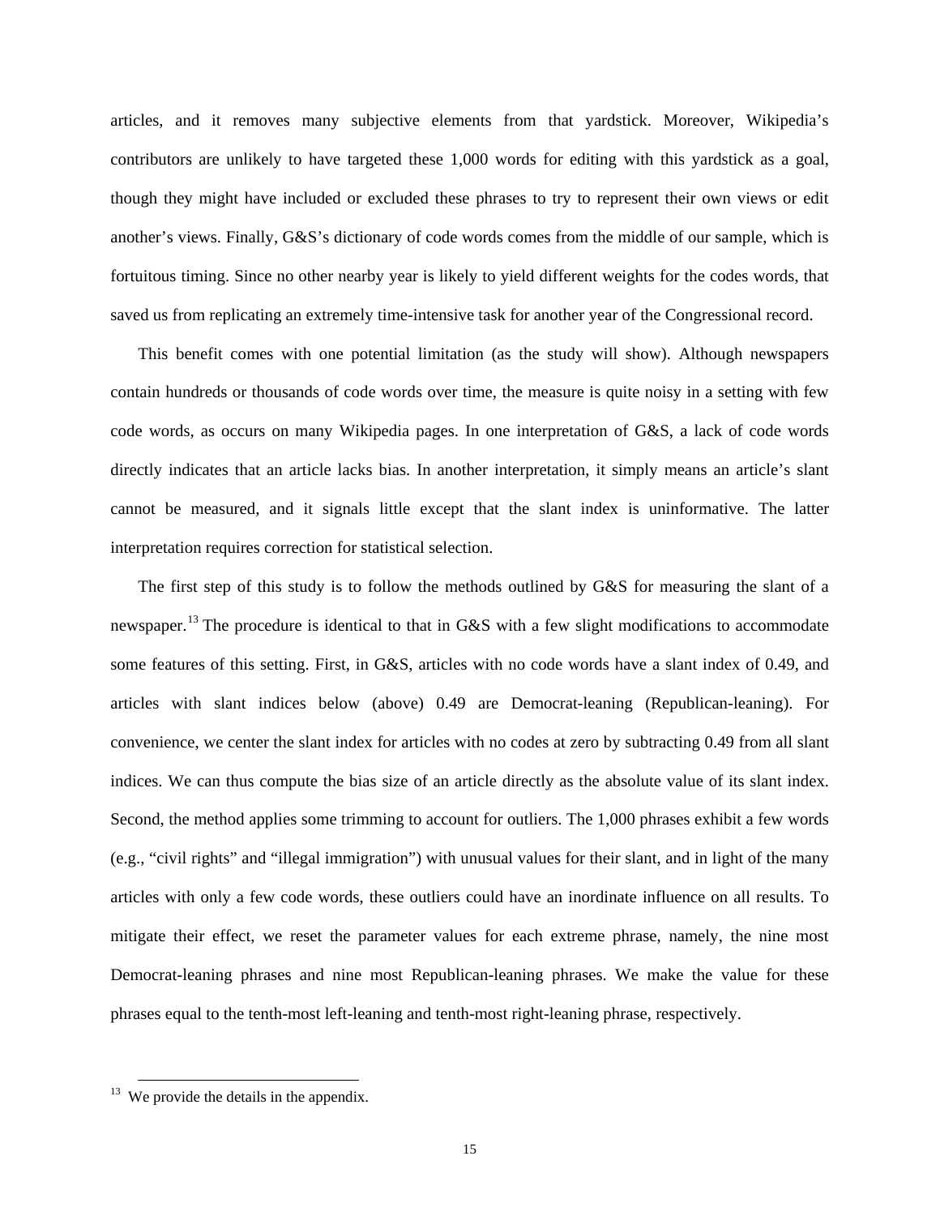articles, and it removes many subjective elements from that yardstick. Moreover, Wikipedia's contributors are unlikely to have targeted these 1,000 words for editing with this yardstick as a goal, though they might have included or excluded these phrases to try to represent their own views or edit another's views. Finally, G&S's dictionary of code words comes from the middle of our sample, which is fortuitous timing. Since no other nearby year is likely to yield different weights for the codes words, that saved us from replicating an extremely time-intensive task for another year of the Congressional record.

This benefit comes with one potential limitation (as the study will show). Although newspapers contain hundreds or thousands of code words over time, the measure is quite noisy in a setting with few code words, as occurs on many Wikipedia pages. In one interpretation of G&S, a lack of code words directly indicates that an article lacks bias. In another interpretation, it simply means an article's slant cannot be measured, and it signals little except that the slant index is uninformative. The latter interpretation requires correction for statistical selection.

The first step of this study is to follow the methods outlined by G&S for measuring the slant of a newspaper.[13] The procedure is identical to that in G&S with a few slight modifications to accommodate some features of this setting. First, in G&S, articles with no code words have a slant index of 0.49, and articles with slant indices below (above) 0.49 are Democrat-leaning (Republican-leaning). For convenience, we center the slant index for articles with no codes at zero by subtracting 0.49 from all slant indices. We can thus compute the bias size of an article directly as the absolute value of its slant index. Second, the method applies some trimming to account for outliers. The 1,000 phrases exhibit a few words (e.g., "civil rights" and "illegal immigration") with unusual values for their slant, and in light of the many articles with only a few code words, these outliers could have an inordinate influence on all results. To mitigate their effect, we reset the parameter values for each extreme phrase, namely, the nine most Democrat-leaning phrases and nine most Republican-leaning phrases. We make the value for these phrases equal to the tenth-most left-leaning and tenth-most right-leaning phrase, respectively.

[13] We provide the details in the appendix.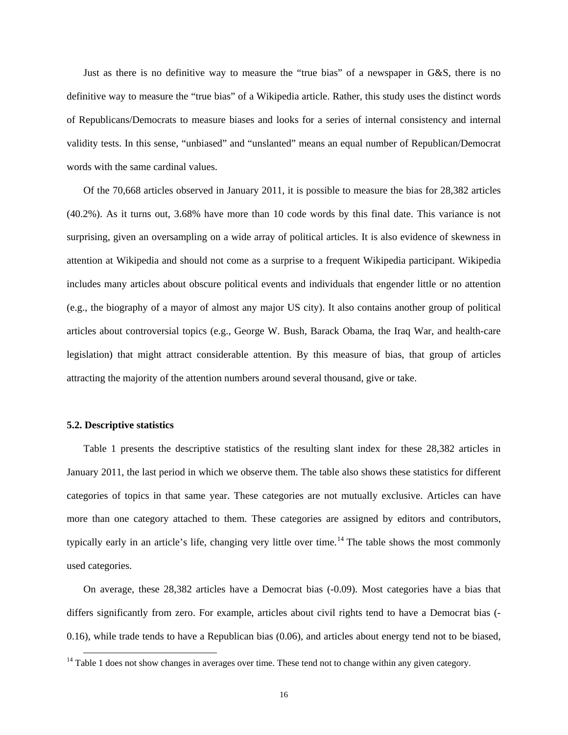Just as there is no definitive way to measure the "true bias" of a newspaper in G&S, there is no definitive way to measure the "true bias" of a Wikipedia article. Rather, this study uses the distinct words of Republicans/Democrats to measure biases and looks for a series of internal consistency and internal validity tests. In this sense, "unbiased" and "unslanted" means an equal number of Republican/Democrat words with the same cardinal values.

Of the 70,668 articles observed in January 2011, it is possible to measure the bias for 28,382 articles (40.2%). As it turns out, 3.68% have more than 10 code words by this final date. This variance is not surprising, given an oversampling on a wide array of political articles. It is also evidence of skewness in attention at Wikipedia and should not come as a surprise to a frequent Wikipedia participant. Wikipedia includes many articles about obscure political events and individuals that engender little or no attention (e.g., the biography of a mayor of almost any major US city). It also contains another group of political articles about controversial topics (e.g., George W. Bush, Barack Obama, the Iraq War, and health-care legislation) that might attract considerable attention. By this measure of bias, that group of articles attracting the majority of the attention numbers around several thousand, give or take.

### 5.2. Descriptive statistics

Table 1 presents the descriptive statistics of the resulting slant index for these 28,382 articles in January 2011, the last period in which we observe them. The table also shows these statistics for different categories of topics in that same year. These categories are not mutually exclusive. Articles can have more than one category attached to them. These categories are assigned by editors and contributors, typically early in an article's life, changing very little over time.[14] The table shows the most commonly used categories.

On average, these 28,382 articles have a Democrat bias (-0.09). Most categories have a bias that differs significantly from zero. For example, articles about civil rights tend to have a Democrat bias (-0.16), while trade tends to have a Republican bias (0.06), and articles about energy tend not to be biased,

[14] Table 1 does not show changes in averages over time. These tend not to change within any given category.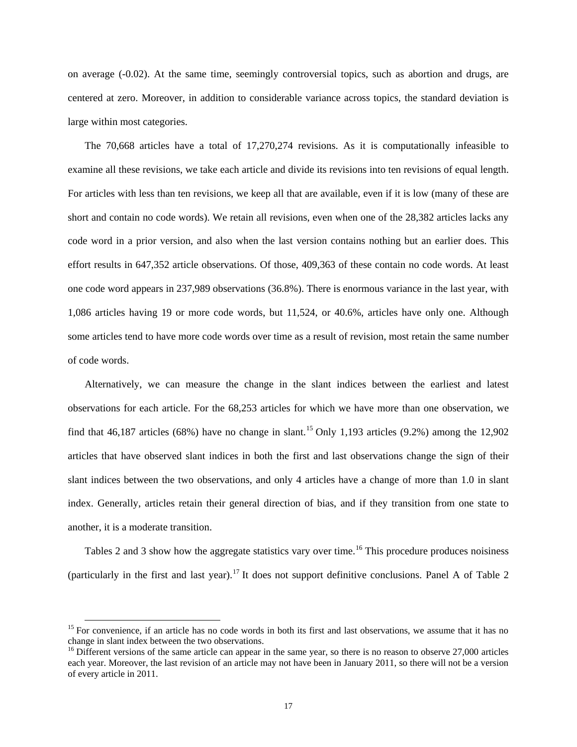on average (-0.02). At the same time, seemingly controversial topics, such as abortion and drugs, are centered at zero. Moreover, in addition to considerable variance across topics, the standard deviation is large within most categories.

The 70,668 articles have a total of 17,270,274 revisions. As it is computationally infeasible to examine all these revisions, we take each article and divide its revisions into ten revisions of equal length. For articles with less than ten revisions, we keep all that are available, even if it is low (many of these are short and contain no code words). We retain all revisions, even when one of the 28,382 articles lacks any code word in a prior version, and also when the last version contains nothing but an earlier does. This effort results in 647,352 article observations. Of those, 409,363 of these contain no code words. At least one code word appears in 237,989 observations (36.8%). There is enormous variance in the last year, with 1,086 articles having 19 or more code words, but 11,524, or 40.6%, articles have only one. Although some articles tend to have more code words over time as a result of revision, most retain the same number of code words.

Alternatively, we can measure the change in the slant indices between the earliest and latest observations for each article. For the 68,253 articles for which we have more than one observation, we find that 46,187 articles (68%) have no change in slant.[15] Only 1,193 articles (9.2%) among the 12,902 articles that have observed slant indices in both the first and last observations change the sign of their slant indices between the two observations, and only 4 articles have a change of more than 1.0 in slant index. Generally, articles retain their general direction of bias, and if they transition from one state to another, it is a moderate transition.

Tables 2 and 3 show how the aggregate statistics vary over time.[16] This procedure produces noisiness (particularly in the first and last year).[17] It does not support definitive conclusions. Panel A of Table 2

[15] For convenience, if an article has no code words in both its first and last observations, we assume that it has no change in slant index between the two observations.

[16] Different versions of the same article can appear in the same year, so there is no reason to observe 27,000 articles each year. Moreover, the last revision of an article may not have been in January 2011, so there will not be a version of every article in 2011.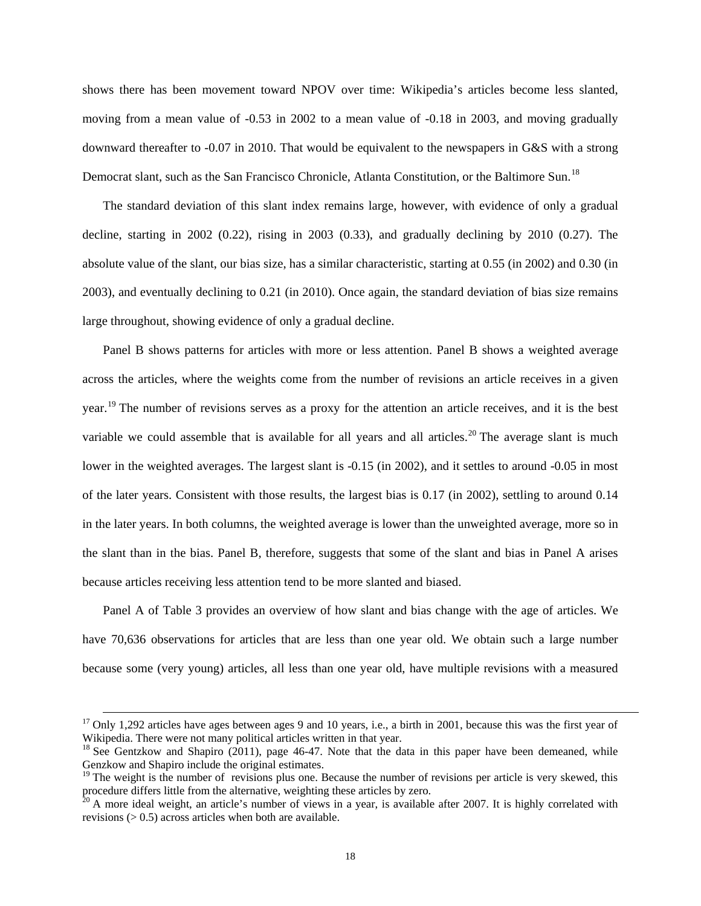shows there has been movement toward NPOV over time: Wikipedia's articles become less slanted, moving from a mean value of -0.53 in 2002 to a mean value of -0.18 in 2003, and moving gradually downward thereafter to -0.07 in 2010. That would be equivalent to the newspapers in G&S with a strong Democrat slant, such as the San Francisco Chronicle, Atlanta Constitution, or the Baltimore Sun.[18]

The standard deviation of this slant index remains large, however, with evidence of only a gradual decline, starting in 2002 (0.22), rising in 2003 (0.33), and gradually declining by 2010 (0.27). The absolute value of the slant, our bias size, has a similar characteristic, starting at 0.55 (in 2002) and 0.30 (in 2003), and eventually declining to 0.21 (in 2010). Once again, the standard deviation of bias size remains large throughout, showing evidence of only a gradual decline.

Panel B shows patterns for articles with more or less attention. Panel B shows a weighted average across the articles, where the weights come from the number of revisions an article receives in a given year.[19] The number of revisions serves as a proxy for the attention an article receives, and it is the best variable we could assemble that is available for all years and all articles.[20] The average slant is much lower in the weighted averages. The largest slant is -0.15 (in 2002), and it settles to around -0.05 in most of the later years. Consistent with those results, the largest bias is 0.17 (in 2002), settling to around 0.14 in the later years. In both columns, the weighted average is lower than the unweighted average, more so in the slant than in the bias. Panel B, therefore, suggests that some of the slant and bias in Panel A arises because articles receiving less attention tend to be more slanted and biased.

Panel A of Table 3 provides an overview of how slant and bias change with the age of articles. We have 70,636 observations for articles that are less than one year old. We obtain such a large number because some (very young) articles, all less than one year old, have multiple revisions with a measured

---

[17] Only 1,292 articles have ages between ages 9 and 10 years, i.e., a birth in 2001, because this was the first year of Wikipedia. There were not many political articles written in that year.

[18] See Gentzkow and Shapiro (2011), page 46-47. Note that the data in this paper have been demeaned, while Genzkow and Shapiro include the original estimates.

[19] The weight is the number of revisions plus one. Because the number of revisions per article is very skewed, this procedure differs little from the alternative, weighting these articles by zero.

[20] A more ideal weight, an article's number of views in a year, is available after 2007. It is highly correlated with revisions (> 0.5) across articles when both are available.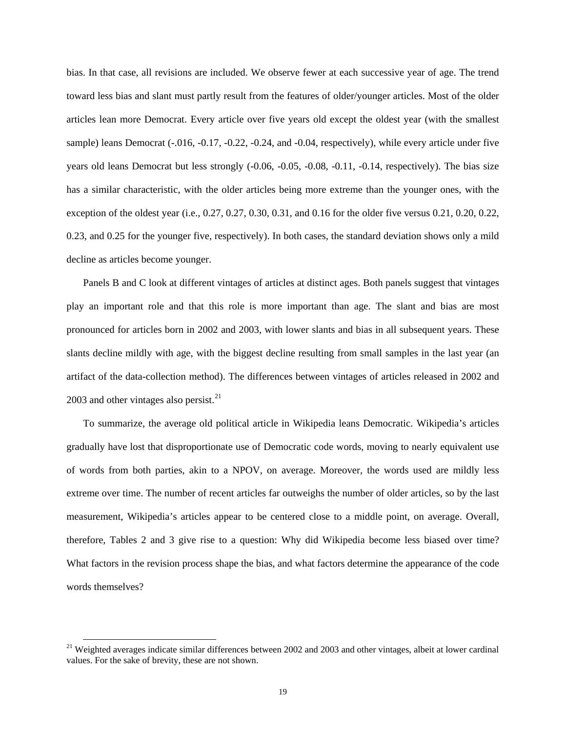bias. In that case, all revisions are included. We observe fewer at each successive year of age. The trend toward less bias and slant must partly result from the features of older/younger articles. Most of the older articles lean more Democrat. Every article over five years old except the oldest year (with the smallest sample) leans Democrat (-.016, -0.17, -0.22, -0.24, and -0.04, respectively), while every article under five years old leans Democrat but less strongly (-0.06, -0.05, -0.08, -0.11, -0.14, respectively). The bias size has a similar characteristic, with the older articles being more extreme than the younger ones, with the exception of the oldest year (i.e., 0.27, 0.27, 0.30, 0.31, and 0.16 for the older five versus 0.21, 0.20, 0.22, 0.23, and 0.25 for the younger five, respectively). In both cases, the standard deviation shows only a mild decline as articles become younger.

Panels B and C look at different vintages of articles at distinct ages. Both panels suggest that vintages play an important role and that this role is more important than age. The slant and bias are most pronounced for articles born in 2002 and 2003, with lower slants and bias in all subsequent years. These slants decline mildly with age, with the biggest decline resulting from small samples in the last year (an artifact of the data-collection method). The differences between vintages of articles released in 2002 and 2003 and other vintages also persist.[21]

To summarize, the average old political article in Wikipedia leans Democratic. Wikipedia's articles gradually have lost that disproportionate use of Democratic code words, moving to nearly equivalent use of words from both parties, akin to a NPOV, on average. Moreover, the words used are mildly less extreme over time. The number of recent articles far outweighs the number of older articles, so by the last measurement, Wikipedia's articles appear to be centered close to a middle point, on average. Overall, therefore, Tables 2 and 3 give rise to a question: Why did Wikipedia become less biased over time? What factors in the revision process shape the bias, and what factors determine the appearance of the code words themselves?

[21] Weighted averages indicate similar differences between 2002 and 2003 and other vintages, albeit at lower cardinal values. For the sake of brevity, these are not shown.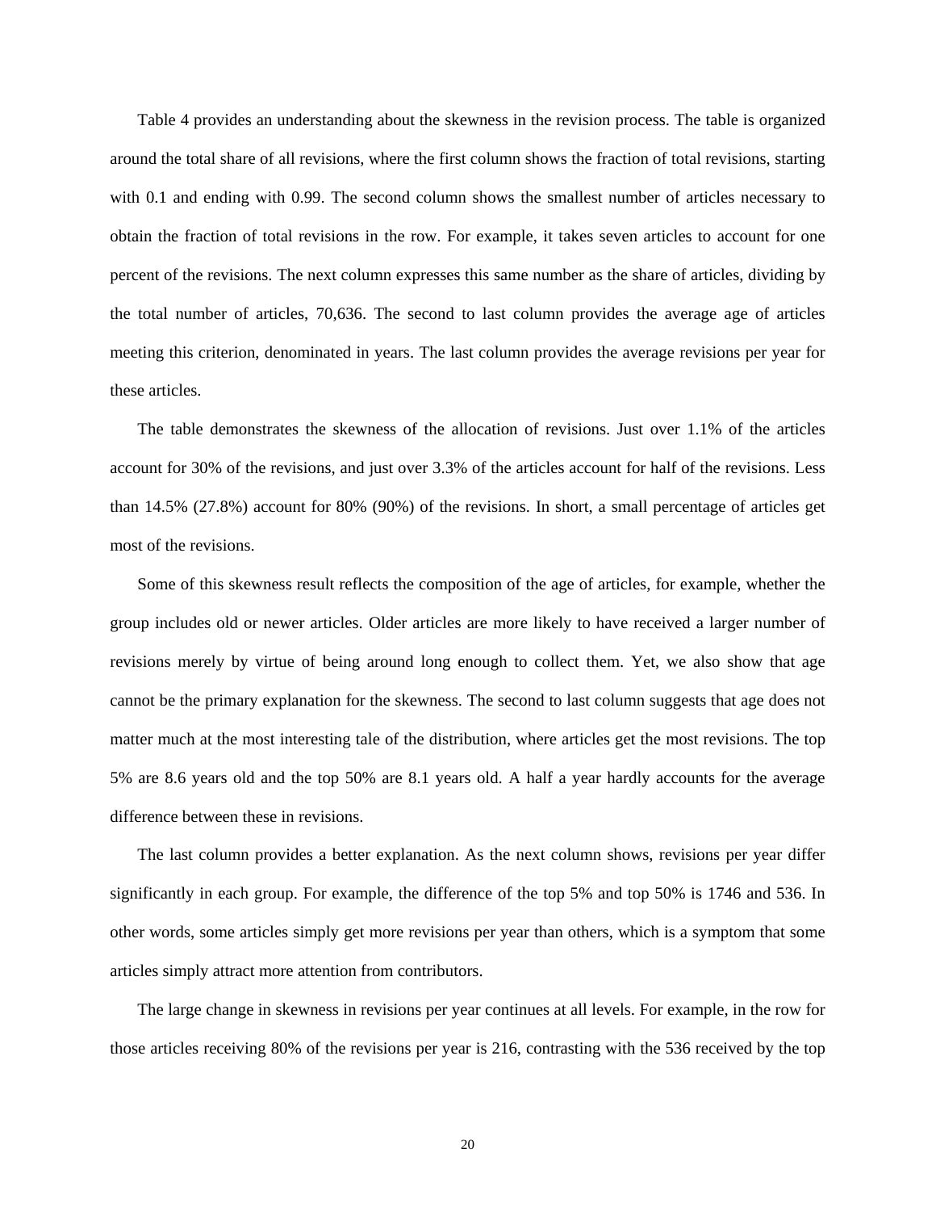Table 4 provides an understanding about the skewness in the revision process. The table is organized around the total share of all revisions, where the first column shows the fraction of total revisions, starting with 0.1 and ending with 0.99. The second column shows the smallest number of articles necessary to obtain the fraction of total revisions in the row. For example, it takes seven articles to account for one percent of the revisions. The next column expresses this same number as the share of articles, dividing by the total number of articles, 70,636. The second to last column provides the average age of articles meeting this criterion, denominated in years. The last column provides the average revisions per year for these articles.

The table demonstrates the skewness of the allocation of revisions. Just over 1.1% of the articles account for 30% of the revisions, and just over 3.3% of the articles account for half of the revisions. Less than 14.5% (27.8%) account for 80% (90%) of the revisions. In short, a small percentage of articles get most of the revisions.

Some of this skewness result reflects the composition of the age of articles, for example, whether the group includes old or newer articles. Older articles are more likely to have received a larger number of revisions merely by virtue of being around long enough to collect them. Yet, we also show that age cannot be the primary explanation for the skewness. The second to last column suggests that age does not matter much at the most interesting tale of the distribution, where articles get the most revisions. The top 5% are 8.6 years old and the top 50% are 8.1 years old. A half a year hardly accounts for the average difference between these in revisions.

The last column provides a better explanation. As the next column shows, revisions per year differ significantly in each group. For example, the difference of the top 5% and top 50% is 1746 and 536. In other words, some articles simply get more revisions per year than others, which is a symptom that some articles simply attract more attention from contributors.

The large change in skewness in revisions per year continues at all levels. For example, in the row for those articles receiving 80% of the revisions per year is 216, contrasting with the 536 received by the top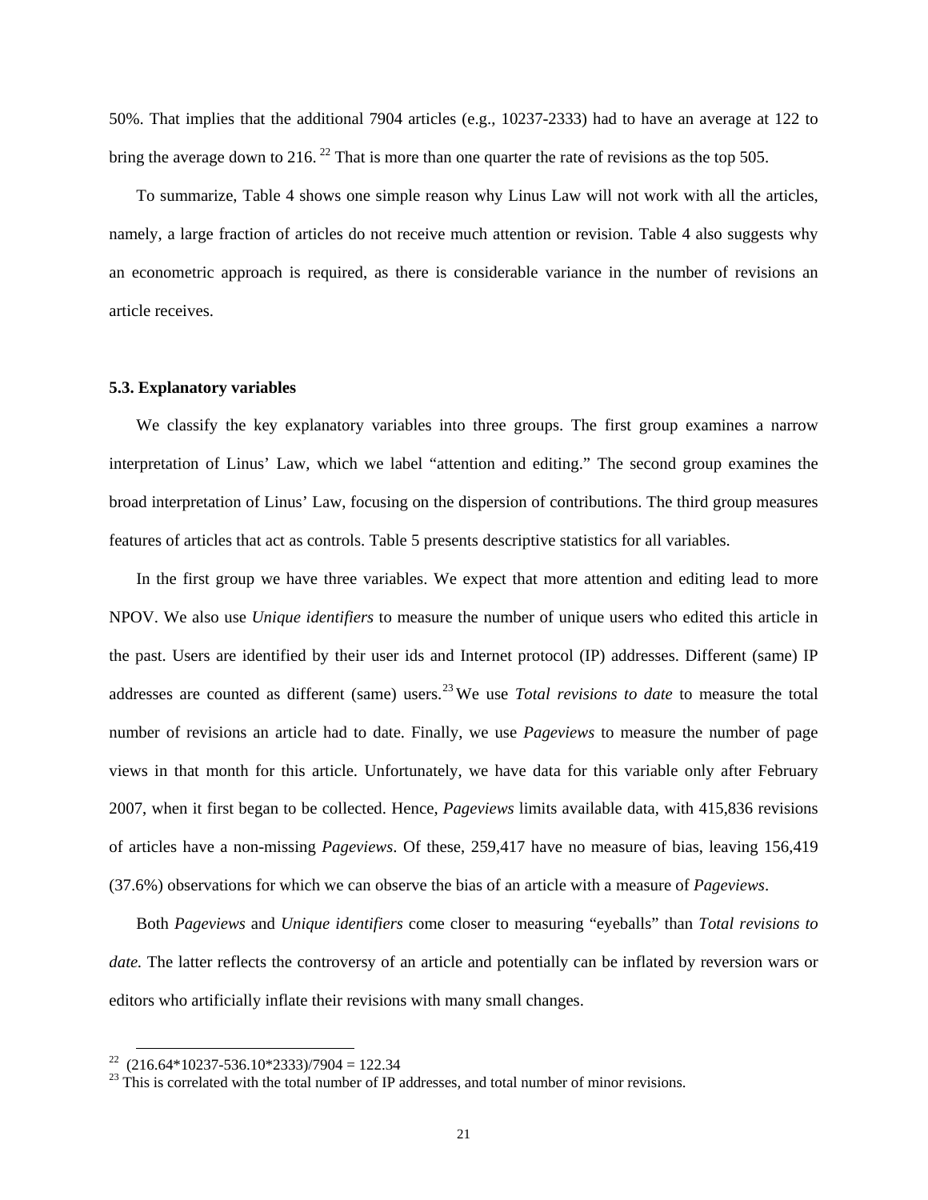50%. That implies that the additional 7904 articles (e.g., 10237-2333) had to have an average at 122 to bring the average down to 216. [22] That is more than one quarter the rate of revisions as the top 505.

To summarize, Table 4 shows one simple reason why Linus Law will not work with all the articles, namely, a large fraction of articles do not receive much attention or revision. Table 4 also suggests why an econometric approach is required, as there is considerable variance in the number of revisions an article receives.

### 5.3. Explanatory variables

We classify the key explanatory variables into three groups. The first group examines a narrow interpretation of Linus' Law, which we label "attention and editing." The second group examines the broad interpretation of Linus' Law, focusing on the dispersion of contributions. The third group measures features of articles that act as controls. Table 5 presents descriptive statistics for all variables.

In the first group we have three variables. We expect that more attention and editing lead to more NPOV. We also use *Unique identifiers* to measure the number of unique users who edited this article in the past. Users are identified by their user ids and Internet protocol (IP) addresses. Different (same) IP addresses are counted as different (same) users.[23] We use *Total revisions to date* to measure the total number of revisions an article had to date. Finally, we use *Pageviews* to measure the number of page views in that month for this article. Unfortunately, we have data for this variable only after February 2007, when it first began to be collected. Hence, *Pageviews* limits available data, with 415,836 revisions of articles have a non-missing *Pageviews*. Of these, 259,417 have no measure of bias, leaving 156,419 (37.6%) observations for which we can observe the bias of an article with a measure of *Pageviews*.

Both *Pageviews* and *Unique identifiers* come closer to measuring "eyeballs" than *Total revisions to date.* The latter reflects the controversy of an article and potentially can be inflated by reversion wars or editors who artificially inflate their revisions with many small changes.

---

[22] (216.64*10237-536.10*2333)/7904 = 122.34

[23] This is correlated with the total number of IP addresses, and total number of minor revisions.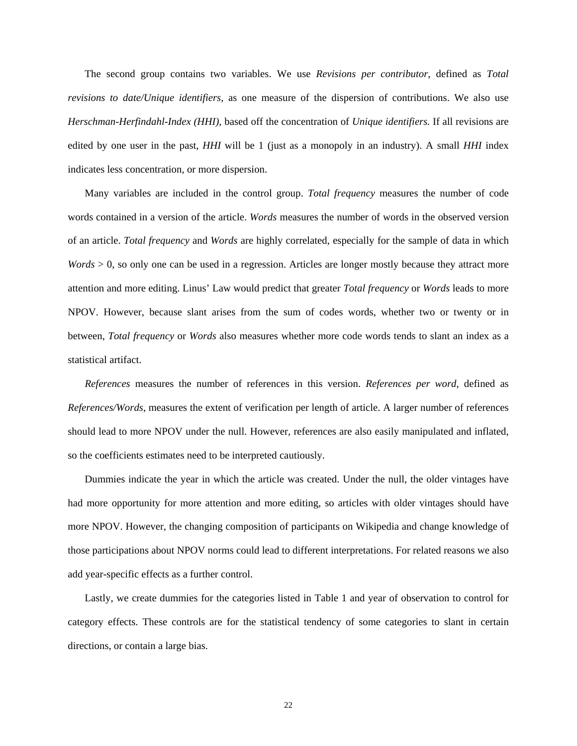The second group contains two variables. We use *Revisions per contributor*, defined as *Total revisions to date/Unique identifiers*, as one measure of the dispersion of contributions. We also use *Herschman-Herfindahl-Index (HHI),* based off the concentration of *Unique identifiers.* If all revisions are edited by one user in the past, *HHI* will be 1 (just as a monopoly in an industry). A small *HHI* index indicates less concentration, or more dispersion.

Many variables are included in the control group. *Total frequency* measures the number of code words contained in a version of the article. *Words* measures the number of words in the observed version of an article. *Total frequency* and *Words* are highly correlated, especially for the sample of data in which *Words* > 0, so only one can be used in a regression. Articles are longer mostly because they attract more attention and more editing. Linus' Law would predict that greater *Total frequency* or *Words* leads to more NPOV. However, because slant arises from the sum of codes words, whether two or twenty or in between, *Total frequency* or *Words* also measures whether more code words tends to slant an index as a statistical artifact.

*References* measures the number of references in this version. *References per word*, defined as *References/Words*, measures the extent of verification per length of article. A larger number of references should lead to more NPOV under the null. However, references are also easily manipulated and inflated, so the coefficients estimates need to be interpreted cautiously.

Dummies indicate the year in which the article was created. Under the null, the older vintages have had more opportunity for more attention and more editing, so articles with older vintages should have more NPOV. However, the changing composition of participants on Wikipedia and change knowledge of those participations about NPOV norms could lead to different interpretations. For related reasons we also add year-specific effects as a further control.

Lastly, we create dummies for the categories listed in Table 1 and year of observation to control for category effects. These controls are for the statistical tendency of some categories to slant in certain directions, or contain a large bias.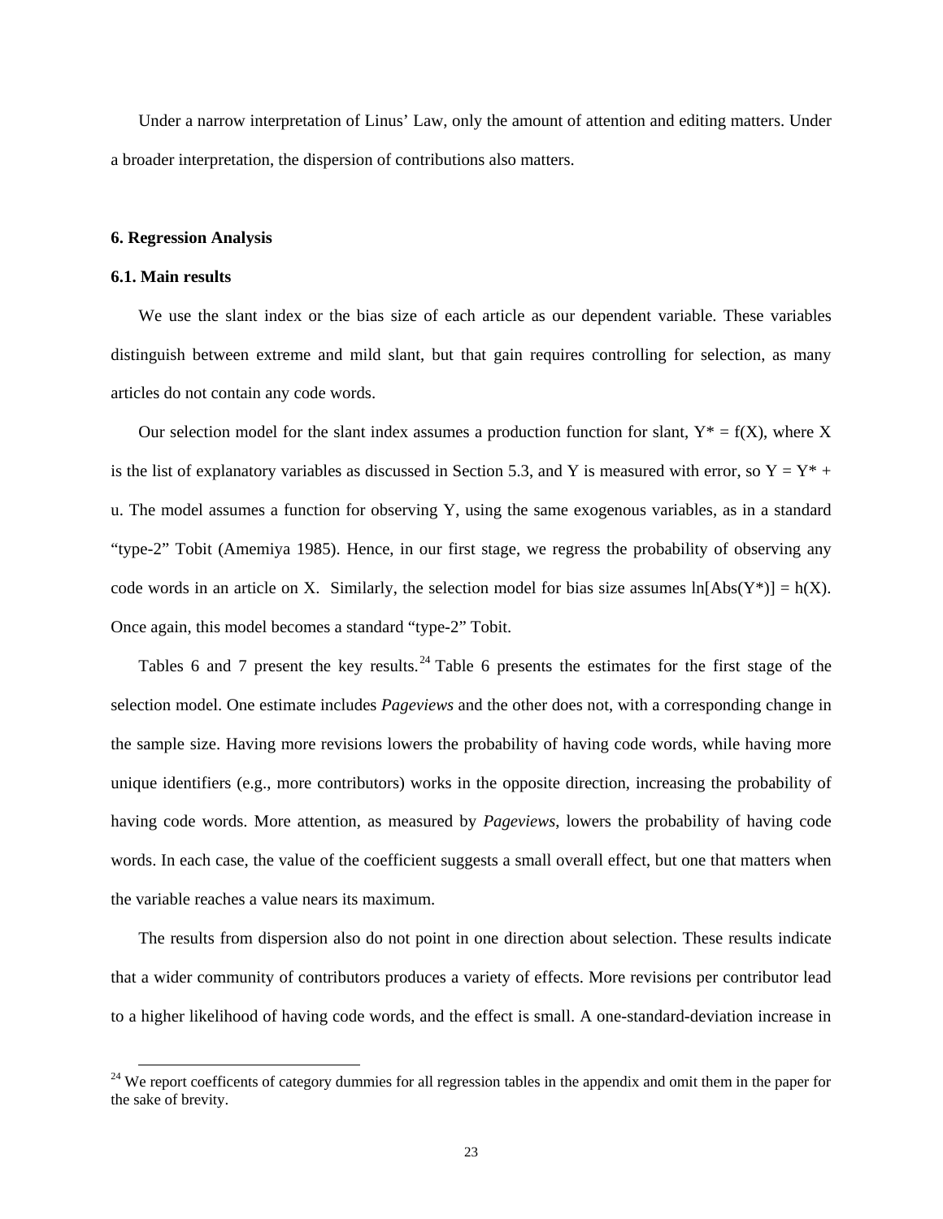Under a narrow interpretation of Linus' Law, only the amount of attention and editing matters. Under a broader interpretation, the dispersion of contributions also matters.

## 6. Regression Analysis

### 6.1. Main results

We use the slant index or the bias size of each article as our dependent variable. These variables distinguish between extreme and mild slant, but that gain requires controlling for selection, as many articles do not contain any code words.

Our selection model for the slant index assumes a production function for slant, $Y^* = f(X)$, where X is the list of explanatory variables as discussed in Section 5.3, and Y is measured with error, so $Y = Y^* + u$. The model assumes a function for observing Y, using the same exogenous variables, as in a standard "type-2" Tobit (Amemiya 1985). Hence, in our first stage, we regress the probability of observing any code words in an article on X. Similarly, the selection model for bias size assumes $\ln[\text{Abs}(Y^*)] = h(X)$. Once again, this model becomes a standard "type-2" Tobit.

Tables 6 and 7 present the key results.[24] Table 6 presents the estimates for the first stage of the selection model. One estimate includes *Pageviews* and the other does not, with a corresponding change in the sample size. Having more revisions lowers the probability of having code words, while having more unique identifiers (e.g., more contributors) works in the opposite direction, increasing the probability of having code words. More attention, as measured by *Pageviews*, lowers the probability of having code words. In each case, the value of the coefficient suggests a small overall effect, but one that matters when the variable reaches a value nears its maximum.

The results from dispersion also do not point in one direction about selection. These results indicate that a wider community of contributors produces a variety of effects. More revisions per contributor lead to a higher likelihood of having code words, and the effect is small. A one-standard-deviation increase in

[24] We report coefficents of category dummies for all regression tables in the appendix and omit them in the paper for the sake of brevity.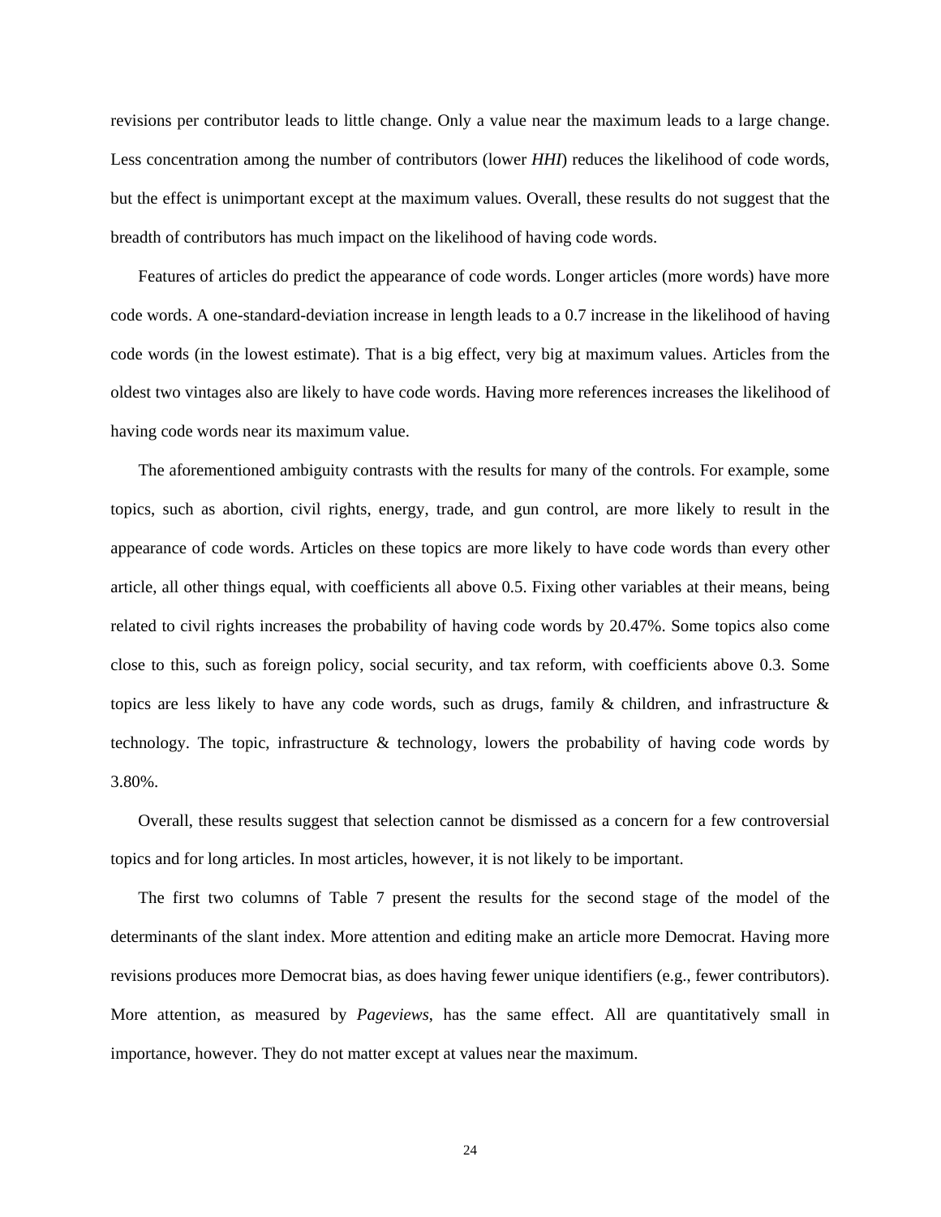revisions per contributor leads to little change. Only a value near the maximum leads to a large change. Less concentration among the number of contributors (lower *HHI*) reduces the likelihood of code words, but the effect is unimportant except at the maximum values. Overall, these results do not suggest that the breadth of contributors has much impact on the likelihood of having code words.

Features of articles do predict the appearance of code words. Longer articles (more words) have more code words. A one-standard-deviation increase in length leads to a 0.7 increase in the likelihood of having code words (in the lowest estimate). That is a big effect, very big at maximum values. Articles from the oldest two vintages also are likely to have code words. Having more references increases the likelihood of having code words near its maximum value.

The aforementioned ambiguity contrasts with the results for many of the controls. For example, some topics, such as abortion, civil rights, energy, trade, and gun control, are more likely to result in the appearance of code words. Articles on these topics are more likely to have code words than every other article, all other things equal, with coefficients all above 0.5. Fixing other variables at their means, being related to civil rights increases the probability of having code words by 20.47%. Some topics also come close to this, such as foreign policy, social security, and tax reform, with coefficients above 0.3. Some topics are less likely to have any code words, such as drugs, family & children, and infrastructure & technology. The topic, infrastructure & technology, lowers the probability of having code words by 3.80%.

Overall, these results suggest that selection cannot be dismissed as a concern for a few controversial topics and for long articles. In most articles, however, it is not likely to be important.

The first two columns of Table 7 present the results for the second stage of the model of the determinants of the slant index. More attention and editing make an article more Democrat. Having more revisions produces more Democrat bias, as does having fewer unique identifiers (e.g., fewer contributors). More attention, as measured by *Pageviews*, has the same effect. All are quantitatively small in importance, however. They do not matter except at values near the maximum.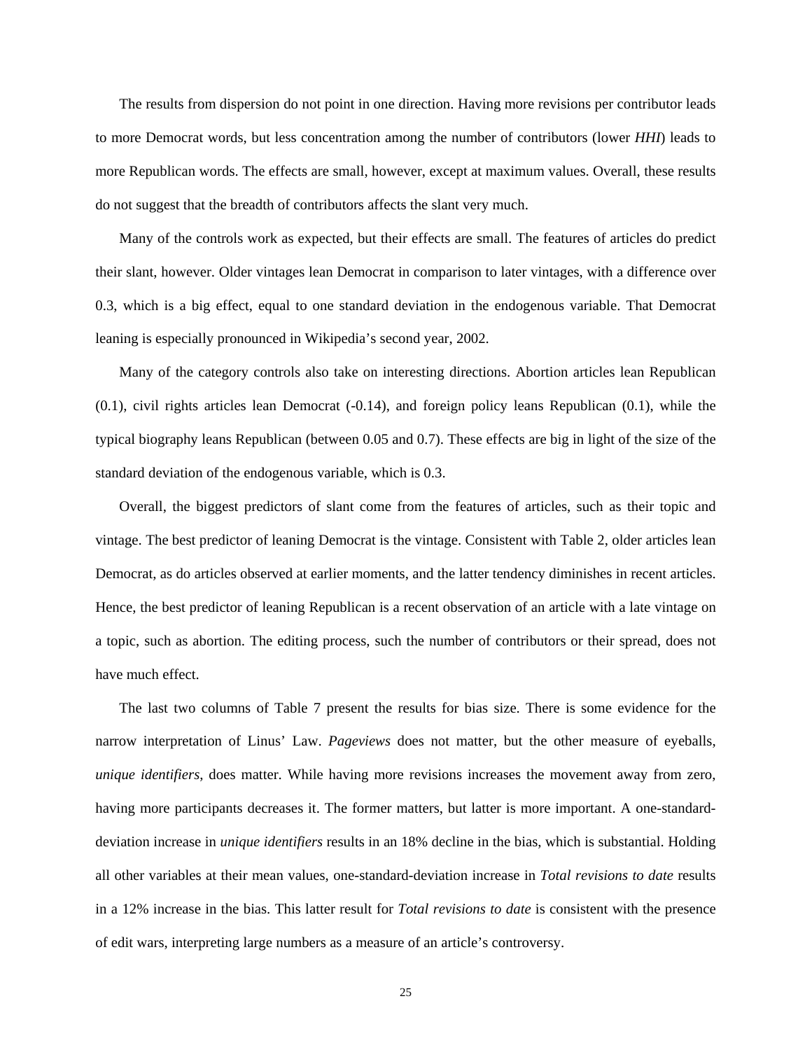The results from dispersion do not point in one direction. Having more revisions per contributor leads to more Democrat words, but less concentration among the number of contributors (lower *HHI*) leads to more Republican words. The effects are small, however, except at maximum values. Overall, these results do not suggest that the breadth of contributors affects the slant very much.

Many of the controls work as expected, but their effects are small. The features of articles do predict their slant, however. Older vintages lean Democrat in comparison to later vintages, with a difference over 0.3, which is a big effect, equal to one standard deviation in the endogenous variable. That Democrat leaning is especially pronounced in Wikipedia's second year, 2002.

Many of the category controls also take on interesting directions. Abortion articles lean Republican (0.1), civil rights articles lean Democrat (-0.14), and foreign policy leans Republican (0.1), while the typical biography leans Republican (between 0.05 and 0.7). These effects are big in light of the size of the standard deviation of the endogenous variable, which is 0.3.

Overall, the biggest predictors of slant come from the features of articles, such as their topic and vintage. The best predictor of leaning Democrat is the vintage. Consistent with Table 2, older articles lean Democrat, as do articles observed at earlier moments, and the latter tendency diminishes in recent articles. Hence, the best predictor of leaning Republican is a recent observation of an article with a late vintage on a topic, such as abortion. The editing process, such the number of contributors or their spread, does not have much effect.

The last two columns of Table 7 present the results for bias size. There is some evidence for the narrow interpretation of Linus' Law. *Pageviews* does not matter, but the other measure of eyeballs, *unique identifiers*, does matter. While having more revisions increases the movement away from zero, having more participants decreases it. The former matters, but latter is more important. A one-standard-deviation increase in *unique identifiers* results in an 18% decline in the bias, which is substantial. Holding all other variables at their mean values, one-standard-deviation increase in *Total revisions to date* results in a 12% increase in the bias. This latter result for *Total revisions to date* is consistent with the presence of edit wars, interpreting large numbers as a measure of an article's controversy.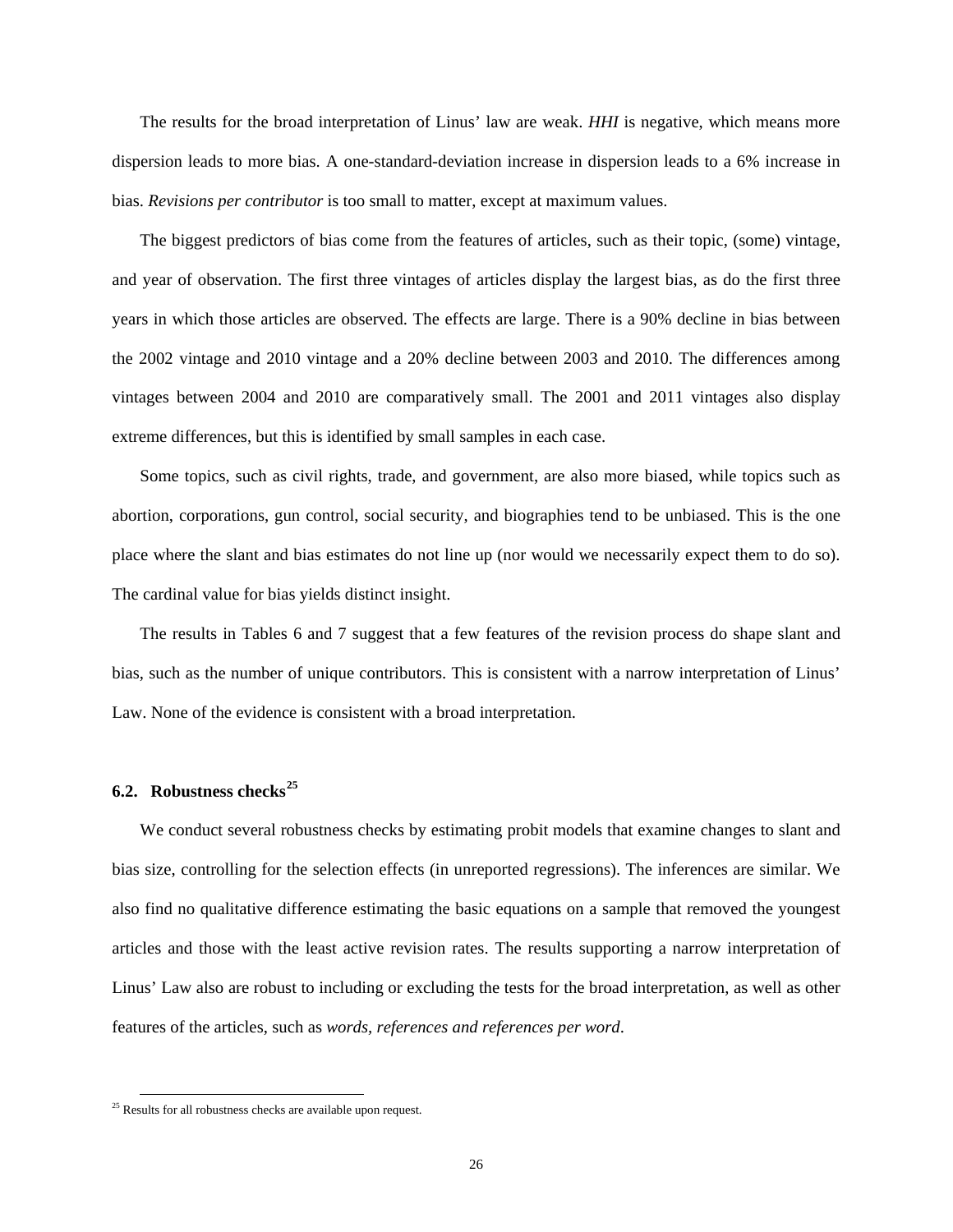The results for the broad interpretation of Linus' law are weak. *HHI* is negative, which means more dispersion leads to more bias. A one-standard-deviation increase in dispersion leads to a 6% increase in bias. *Revisions per contributor* is too small to matter, except at maximum values.

The biggest predictors of bias come from the features of articles, such as their topic, (some) vintage, and year of observation. The first three vintages of articles display the largest bias, as do the first three years in which those articles are observed. The effects are large. There is a 90% decline in bias between the 2002 vintage and 2010 vintage and a 20% decline between 2003 and 2010. The differences among vintages between 2004 and 2010 are comparatively small. The 2001 and 2011 vintages also display extreme differences, but this is identified by small samples in each case.

Some topics, such as civil rights, trade, and government, are also more biased, while topics such as abortion, corporations, gun control, social security, and biographies tend to be unbiased. This is the one place where the slant and bias estimates do not line up (nor would we necessarily expect them to do so). The cardinal value for bias yields distinct insight.

The results in Tables 6 and 7 suggest that a few features of the revision process do shape slant and bias, such as the number of unique contributors. This is consistent with a narrow interpretation of Linus' Law. None of the evidence is consistent with a broad interpretation.

## 6.2. Robustness checks[25]

We conduct several robustness checks by estimating probit models that examine changes to slant and bias size, controlling for the selection effects (in unreported regressions). The inferences are similar. We also find no qualitative difference estimating the basic equations on a sample that removed the youngest articles and those with the least active revision rates. The results supporting a narrow interpretation of Linus' Law also are robust to including or excluding the tests for the broad interpretation, as well as other features of the articles, such as *words, references and references per word*.

[25] Results for all robustness checks are available upon request.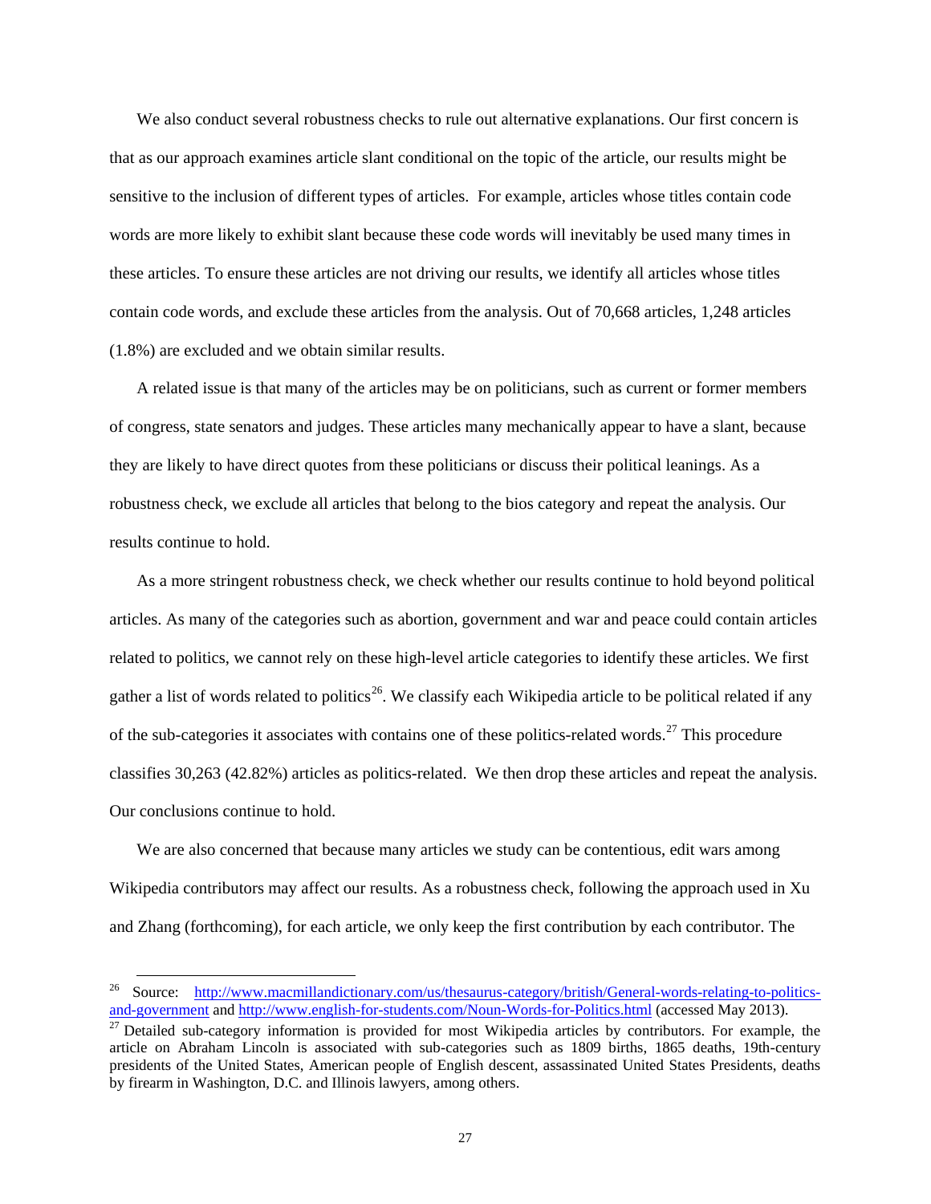We also conduct several robustness checks to rule out alternative explanations. Our first concern is that as our approach examines article slant conditional on the topic of the article, our results might be sensitive to the inclusion of different types of articles. For example, articles whose titles contain code words are more likely to exhibit slant because these code words will inevitably be used many times in these articles. To ensure these articles are not driving our results, we identify all articles whose titles contain code words, and exclude these articles from the analysis. Out of 70,668 articles, 1,248 articles (1.8%) are excluded and we obtain similar results.

A related issue is that many of the articles may be on politicians, such as current or former members of congress, state senators and judges. These articles many mechanically appear to have a slant, because they are likely to have direct quotes from these politicians or discuss their political leanings. As a robustness check, we exclude all articles that belong to the bios category and repeat the analysis. Our results continue to hold.

As a more stringent robustness check, we check whether our results continue to hold beyond political articles. As many of the categories such as abortion, government and war and peace could contain articles related to politics, we cannot rely on these high-level article categories to identify these articles. We first gather a list of words related to politics[26]. We classify each Wikipedia article to be political related if any of the sub-categories it associates with contains one of these politics-related words.[27] This procedure classifies 30,263 (42.82%) articles as politics-related. We then drop these articles and repeat the analysis. Our conclusions continue to hold.

We are also concerned that because many articles we study can be contentious, edit wars among Wikipedia contributors may affect our results. As a robustness check, following the approach used in Xu and Zhang (forthcoming), for each article, we only keep the first contribution by each contributor. The

---

[26] Source: http://www.macmillandictionary.com/us/thesaurus-category/british/General-words-relating-to-politics-and-government and http://www.english-for-students.com/Noun-Words-for-Politics.html (accessed May 2013).

[27] Detailed sub-category information is provided for most Wikipedia articles by contributors. For example, the article on Abraham Lincoln is associated with sub-categories such as 1809 births, 1865 deaths, 19th-century presidents of the United States, American people of English descent, assassinated United States Presidents, deaths by firearm in Washington, D.C. and Illinois lawyers, among others.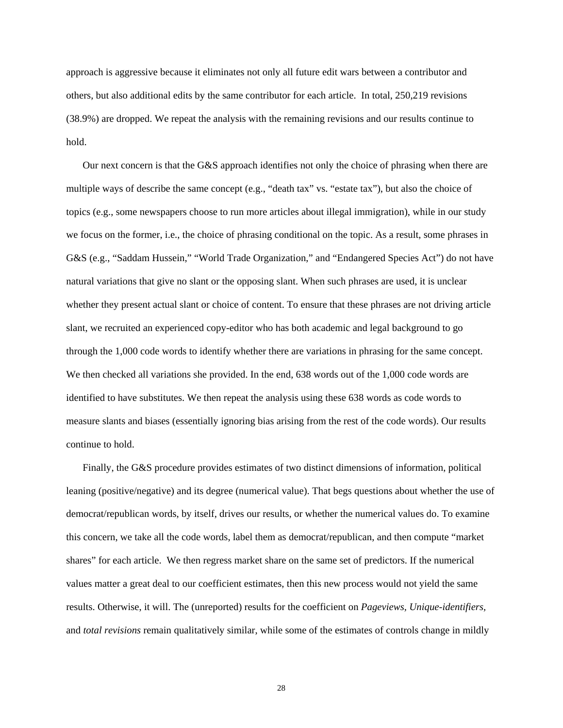approach is aggressive because it eliminates not only all future edit wars between a contributor and others, but also additional edits by the same contributor for each article. In total, 250,219 revisions (38.9%) are dropped. We repeat the analysis with the remaining revisions and our results continue to hold.

Our next concern is that the G&S approach identifies not only the choice of phrasing when there are multiple ways of describe the same concept (e.g., "death tax" vs. "estate tax"), but also the choice of topics (e.g., some newspapers choose to run more articles about illegal immigration), while in our study we focus on the former, i.e., the choice of phrasing conditional on the topic. As a result, some phrases in G&S (e.g., "Saddam Hussein," "World Trade Organization," and "Endangered Species Act") do not have natural variations that give no slant or the opposing slant. When such phrases are used, it is unclear whether they present actual slant or choice of content. To ensure that these phrases are not driving article slant, we recruited an experienced copy-editor who has both academic and legal background to go through the 1,000 code words to identify whether there are variations in phrasing for the same concept. We then checked all variations she provided. In the end, 638 words out of the 1,000 code words are identified to have substitutes. We then repeat the analysis using these 638 words as code words to measure slants and biases (essentially ignoring bias arising from the rest of the code words). Our results continue to hold.

Finally, the G&S procedure provides estimates of two distinct dimensions of information, political leaning (positive/negative) and its degree (numerical value). That begs questions about whether the use of democrat/republican words, by itself, drives our results, or whether the numerical values do. To examine this concern, we take all the code words, label them as democrat/republican, and then compute "market shares" for each article. We then regress market share on the same set of predictors. If the numerical values matter a great deal to our coefficient estimates, then this new process would not yield the same results. Otherwise, it will. The (unreported) results for the coefficient on *Pageviews*, *Unique-identifiers*, and *total revisions* remain qualitatively similar, while some of the estimates of controls change in mildly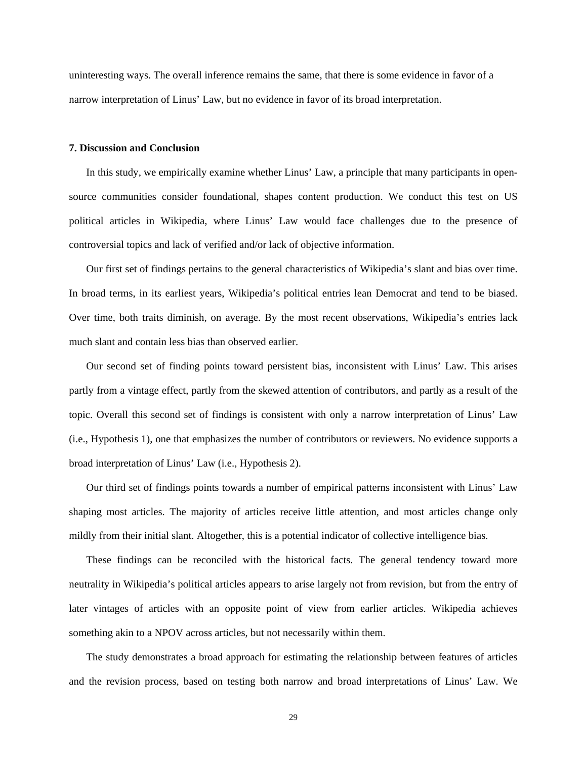uninteresting ways. The overall inference remains the same, that there is some evidence in favor of a narrow interpretation of Linus' Law, but no evidence in favor of its broad interpretation.

## 7. Discussion and Conclusion

In this study, we empirically examine whether Linus' Law, a principle that many participants in open-source communities consider foundational, shapes content production. We conduct this test on US political articles in Wikipedia, where Linus' Law would face challenges due to the presence of controversial topics and lack of verified and/or lack of objective information.

Our first set of findings pertains to the general characteristics of Wikipedia's slant and bias over time. In broad terms, in its earliest years, Wikipedia's political entries lean Democrat and tend to be biased. Over time, both traits diminish, on average. By the most recent observations, Wikipedia's entries lack much slant and contain less bias than observed earlier.

Our second set of finding points toward persistent bias, inconsistent with Linus' Law. This arises partly from a vintage effect, partly from the skewed attention of contributors, and partly as a result of the topic. Overall this second set of findings is consistent with only a narrow interpretation of Linus' Law (i.e., Hypothesis 1), one that emphasizes the number of contributors or reviewers. No evidence supports a broad interpretation of Linus' Law (i.e., Hypothesis 2).

Our third set of findings points towards a number of empirical patterns inconsistent with Linus' Law shaping most articles. The majority of articles receive little attention, and most articles change only mildly from their initial slant. Altogether, this is a potential indicator of collective intelligence bias.

These findings can be reconciled with the historical facts. The general tendency toward more neutrality in Wikipedia's political articles appears to arise largely not from revision, but from the entry of later vintages of articles with an opposite point of view from earlier articles. Wikipedia achieves something akin to a NPOV across articles, but not necessarily within them.

The study demonstrates a broad approach for estimating the relationship between features of articles and the revision process, based on testing both narrow and broad interpretations of Linus' Law. We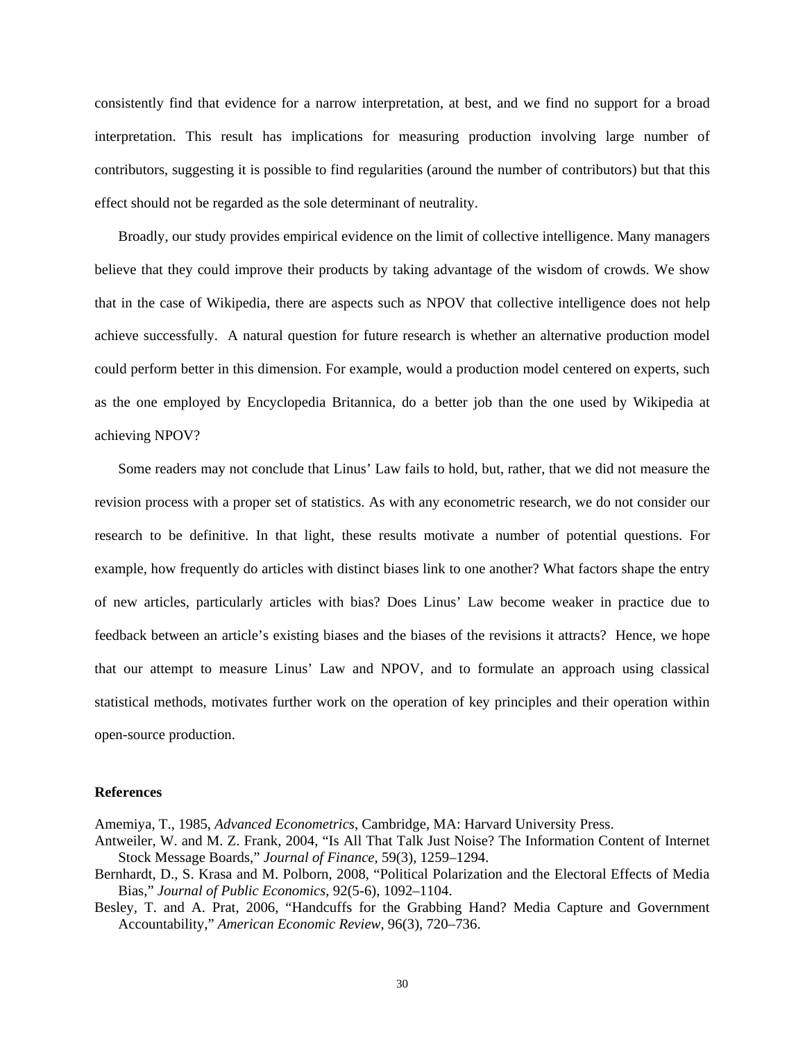consistently find that evidence for a narrow interpretation, at best, and we find no support for a broad interpretation. This result has implications for measuring production involving large number of contributors, suggesting it is possible to find regularities (around the number of contributors) but that this effect should not be regarded as the sole determinant of neutrality.

Broadly, our study provides empirical evidence on the limit of collective intelligence. Many managers believe that they could improve their products by taking advantage of the wisdom of crowds. We show that in the case of Wikipedia, there are aspects such as NPOV that collective intelligence does not help achieve successfully. A natural question for future research is whether an alternative production model could perform better in this dimension. For example, would a production model centered on experts, such as the one employed by Encyclopedia Britannica, do a better job than the one used by Wikipedia at achieving NPOV?

Some readers may not conclude that Linus' Law fails to hold, but, rather, that we did not measure the revision process with a proper set of statistics. As with any econometric research, we do not consider our research to be definitive. In that light, these results motivate a number of potential questions. For example, how frequently do articles with distinct biases link to one another? What factors shape the entry of new articles, particularly articles with bias? Does Linus' Law become weaker in practice due to feedback between an article's existing biases and the biases of the revisions it attracts? Hence, we hope that our attempt to measure Linus' Law and NPOV, and to formulate an approach using classical statistical methods, motivates further work on the operation of key principles and their operation within open-source production.

### References

Amemiya, T., 1985, *Advanced Econometrics*, Cambridge, MA: Harvard University Press.

Antweiler, W. and M. Z. Frank, 2004, "Is All That Talk Just Noise? The Information Content of Internet Stock Message Boards," *Journal of Finance*, 59(3), 1259–1294.

Bernhardt, D., S. Krasa and M. Polborn, 2008, "Political Polarization and the Electoral Effects of Media Bias," *Journal of Public Economics*, 92(5-6), 1092–1104.

Besley, T. and A. Prat, 2006, "Handcuffs for the Grabbing Hand? Media Capture and Government Accountability," *American Economic Review*, 96(3), 720–736.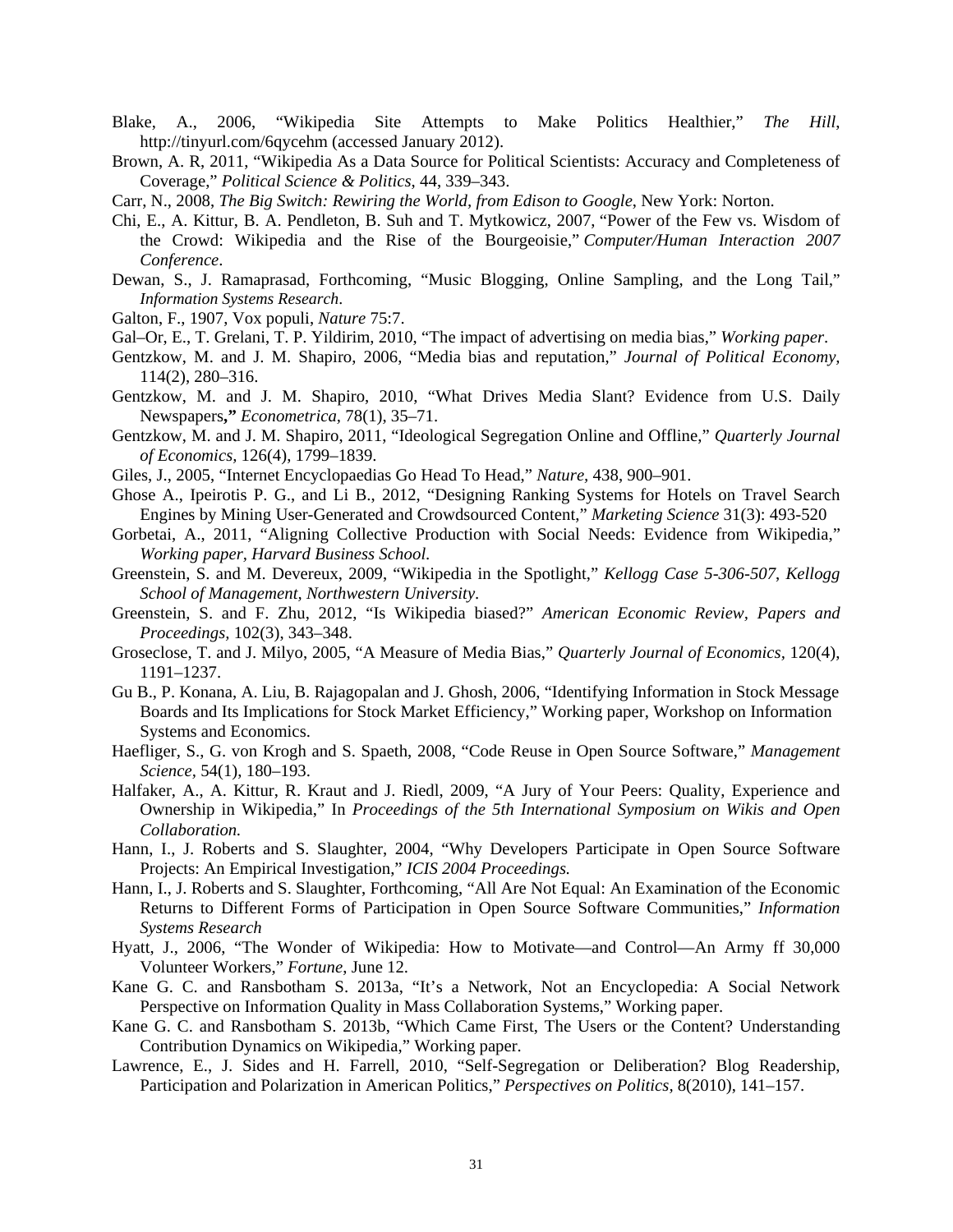Blake, A., 2006, "Wikipedia Site Attempts to Make Politics Healthier," *The Hill*, http://tinyurl.com/6qycehm (accessed January 2012).

Brown, A. R, 2011, "Wikipedia As a Data Source for Political Scientists: Accuracy and Completeness of Coverage," *Political Science & Politics*, 44, 339–343.

Carr, N., 2008, *The Big Switch: Rewiring the World, from Edison to Google*, New York: Norton.

Chi, E., A. Kittur, B. A. Pendleton, B. Suh and T. Mytkowicz, 2007, "Power of the Few vs. Wisdom of the Crowd: Wikipedia and the Rise of the Bourgeoisie," *Computer/Human Interaction 2007 Conference*.

Dewan, S., J. Ramaprasad, Forthcoming, "Music Blogging, Online Sampling, and the Long Tail," *Information Systems Research*.

Galton, F., 1907, Vox populi, *Nature* 75:7.

Gal–Or, E., T. Grelani, T. P. Yildirim, 2010, "The impact of advertising on media bias," *Working paper*.

Gentzkow, M. and J. M. Shapiro, 2006, "Media bias and reputation," *Journal of Political Economy*, 114(2), 280–316.

Gentzkow, M. and J. M. Shapiro, 2010, "What Drives Media Slant? Evidence from U.S. Daily Newspapers**,"** *Econometrica*, 78(1), 35–71.

Gentzkow, M. and J. M. Shapiro, 2011, "Ideological Segregation Online and Offline," *Quarterly Journal of Economics*, 126(4), 1799–1839.

Giles, J., 2005, "Internet Encyclopaedias Go Head To Head," *Nature*, 438, 900–901.

Ghose A., Ipeirotis P. G., and Li B., 2012, "Designing Ranking Systems for Hotels on Travel Search Engines by Mining User-Generated and Crowdsourced Content," *Marketing Science* 31(3): 493-520

Gorbetai, A., 2011, "Aligning Collective Production with Social Needs: Evidence from Wikipedia," *Working paper, Harvard Business School*.

Greenstein, S. and M. Devereux, 2009, "Wikipedia in the Spotlight," *Kellogg Case 5-306-507, Kellogg School of Management, Northwestern University*.

Greenstein, S. and F. Zhu, 2012, "Is Wikipedia biased?" *American Economic Review, Papers and Proceedings*, 102(3), 343–348.

Groseclose, T. and J. Milyo, 2005, "A Measure of Media Bias," *Quarterly Journal of Economics*, 120(4), 1191–1237.

Gu B., P. Konana, A. Liu, B. Rajagopalan and J. Ghosh, 2006, "Identifying Information in Stock Message Boards and Its Implications for Stock Market Efficiency," Working paper, Workshop on Information Systems and Economics.

Haefliger, S., G. von Krogh and S. Spaeth, 2008, "Code Reuse in Open Source Software," *Management Science*, 54(1), 180–193.

Halfaker, A., A. Kittur, R. Kraut and J. Riedl, 2009, "A Jury of Your Peers: Quality, Experience and Ownership in Wikipedia," In *Proceedings of the 5th International Symposium on Wikis and Open Collaboration.*

Hann, I., J. Roberts and S. Slaughter, 2004, "Why Developers Participate in Open Source Software Projects: An Empirical Investigation," *ICIS 2004 Proceedings.*

Hann, I., J. Roberts and S. Slaughter, Forthcoming, "All Are Not Equal: An Examination of the Economic Returns to Different Forms of Participation in Open Source Software Communities," *Information Systems Research*

Hyatt, J., 2006, "The Wonder of Wikipedia: How to Motivate—and Control—An Army ff 30,000 Volunteer Workers," *Fortune*, June 12.

Kane G. C. and Ransbotham S. 2013a, "It's a Network, Not an Encyclopedia: A Social Network Perspective on Information Quality in Mass Collaboration Systems," Working paper.

Kane G. C. and Ransbotham S. 2013b, "Which Came First, The Users or the Content? Understanding Contribution Dynamics on Wikipedia," Working paper.

Lawrence, E., J. Sides and H. Farrell, 2010, "Self-Segregation or Deliberation? Blog Readership, Participation and Polarization in American Politics," *Perspectives on Politics*, 8(2010), 141–157.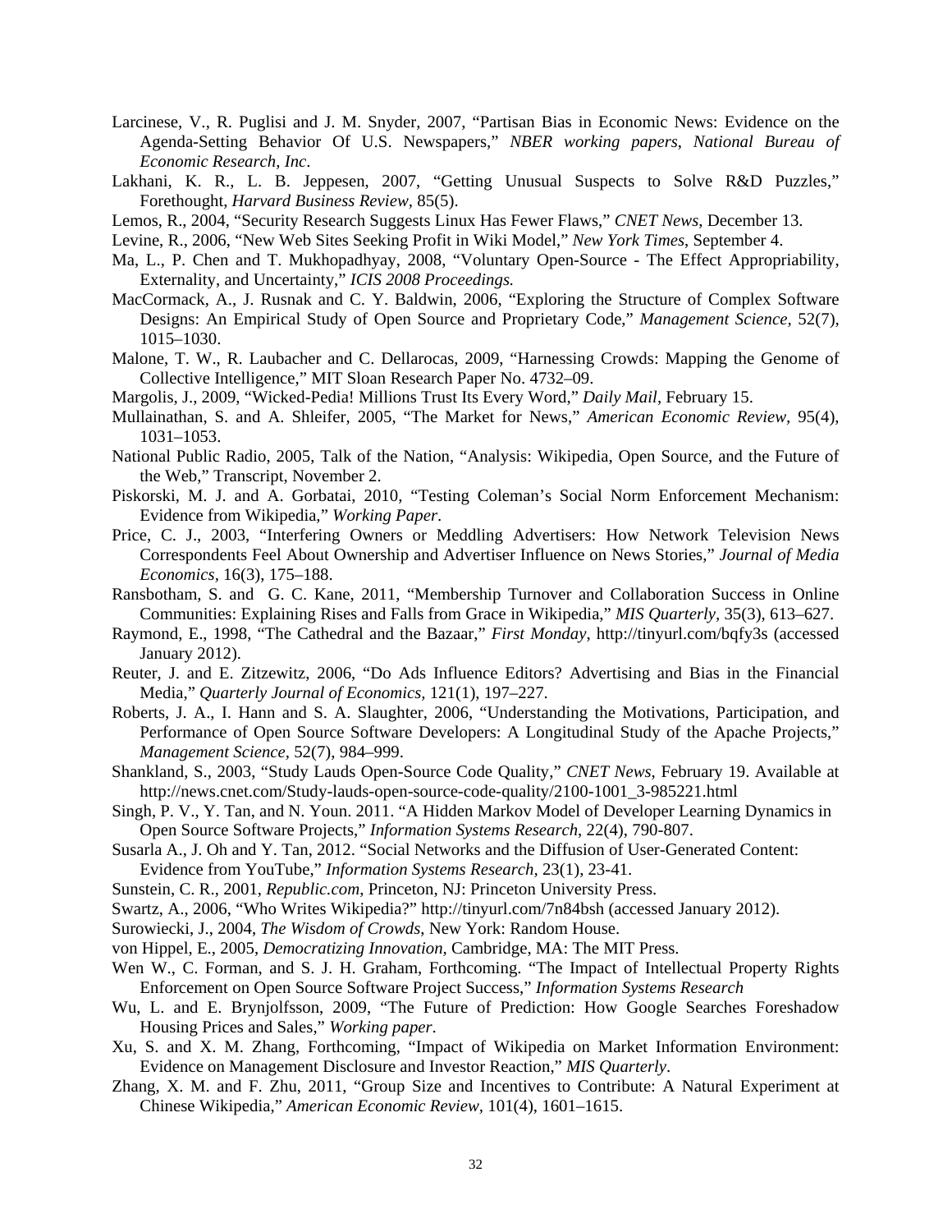Larcinese, V., R. Puglisi and J. M. Snyder, 2007, "Partisan Bias in Economic News: Evidence on the Agenda-Setting Behavior Of U.S. Newspapers," *NBER working papers*, *National Bureau of Economic Research, Inc*.

Lakhani, K. R., L. B. Jeppesen, 2007, "Getting Unusual Suspects to Solve R&D Puzzles," Forethought, *Harvard Business Review*, 85(5).

Lemos, R., 2004, "Security Research Suggests Linux Has Fewer Flaws," *CNET News*, December 13.

Levine, R., 2006, "New Web Sites Seeking Profit in Wiki Model," *New York Times*, September 4.

Ma, L., P. Chen and T. Mukhopadhyay, 2008, "Voluntary Open-Source - The Effect Appropriability, Externality, and Uncertainty," *ICIS 2008 Proceedings.*

MacCormack, A., J. Rusnak and C. Y. Baldwin, 2006, "Exploring the Structure of Complex Software Designs: An Empirical Study of Open Source and Proprietary Code," *Management Science,* 52(7), 1015–1030.

Malone, T. W., R. Laubacher and C. Dellarocas, 2009, "Harnessing Crowds: Mapping the Genome of Collective Intelligence," MIT Sloan Research Paper No. 4732–09.

Margolis, J., 2009, "Wicked-Pedia! Millions Trust Its Every Word," *Daily Mail*, February 15.

Mullainathan, S. and A. Shleifer, 2005, "The Market for News," *American Economic Review*, 95(4), 1031–1053.

National Public Radio, 2005, Talk of the Nation, "Analysis: Wikipedia, Open Source, and the Future of the Web," Transcript, November 2.

Piskorski, M. J. and A. Gorbatai, 2010, "Testing Coleman's Social Norm Enforcement Mechanism: Evidence from Wikipedia," *Working Paper*.

Price, C. J., 2003, "Interfering Owners or Meddling Advertisers: How Network Television News Correspondents Feel About Ownership and Advertiser Influence on News Stories," *Journal of Media Economics*, 16(3), 175–188.

Ransbotham, S. and G. C. Kane, 2011, "Membership Turnover and Collaboration Success in Online Communities: Explaining Rises and Falls from Grace in Wikipedia," *MIS Quarterly*, 35(3), 613–627.

Raymond, E., 1998, "The Cathedral and the Bazaar," *First Monday*, http://tinyurl.com/bqfy3s (accessed January 2012).

Reuter, J. and E. Zitzewitz, 2006, "Do Ads Influence Editors? Advertising and Bias in the Financial Media," *Quarterly Journal of Economics,* 121(1), 197–227.

Roberts, J. A., I. Hann and S. A. Slaughter, 2006, "Understanding the Motivations, Participation, and Performance of Open Source Software Developers: A Longitudinal Study of the Apache Projects," *Management Science*, 52(7), 984–999.

Shankland, S., 2003, "Study Lauds Open-Source Code Quality," *CNET News*, February 19. Available at http://news.cnet.com/Study-lauds-open-source-code-quality/2100-1001_3-985221.html

Singh, P. V., Y. Tan, and N. Youn. 2011. "A Hidden Markov Model of Developer Learning Dynamics in Open Source Software Projects," *Information Systems Research*, 22(4), 790-807.

Susarla A., J. Oh and Y. Tan, 2012. "Social Networks and the Diffusion of User-Generated Content: Evidence from YouTube," *Information Systems Research,* 23(1), 23-41.

Sunstein, C. R., 2001, *Republic.com*, Princeton, NJ: Princeton University Press.

Swartz, A., 2006, "Who Writes Wikipedia?" http://tinyurl.com/7n84bsh (accessed January 2012).

Surowiecki, J., 2004, *The Wisdom of Crowds*, New York: Random House.

von Hippel, E., 2005, *Democratizing Innovation*, Cambridge, MA: The MIT Press.

Wen W., C. Forman, and S. J. H. Graham, Forthcoming. "The Impact of Intellectual Property Rights Enforcement on Open Source Software Project Success," *Information Systems Research*

Wu, L. and E. Brynjolfsson, 2009, "The Future of Prediction: How Google Searches Foreshadow Housing Prices and Sales," *Working paper*.

Xu, S. and X. M. Zhang, Forthcoming, "Impact of Wikipedia on Market Information Environment: Evidence on Management Disclosure and Investor Reaction," *MIS Quarterly*.

Zhang, X. M. and F. Zhu, 2011, "Group Size and Incentives to Contribute: A Natural Experiment at Chinese Wikipedia," *American Economic Review*, 101(4), 1601–1615.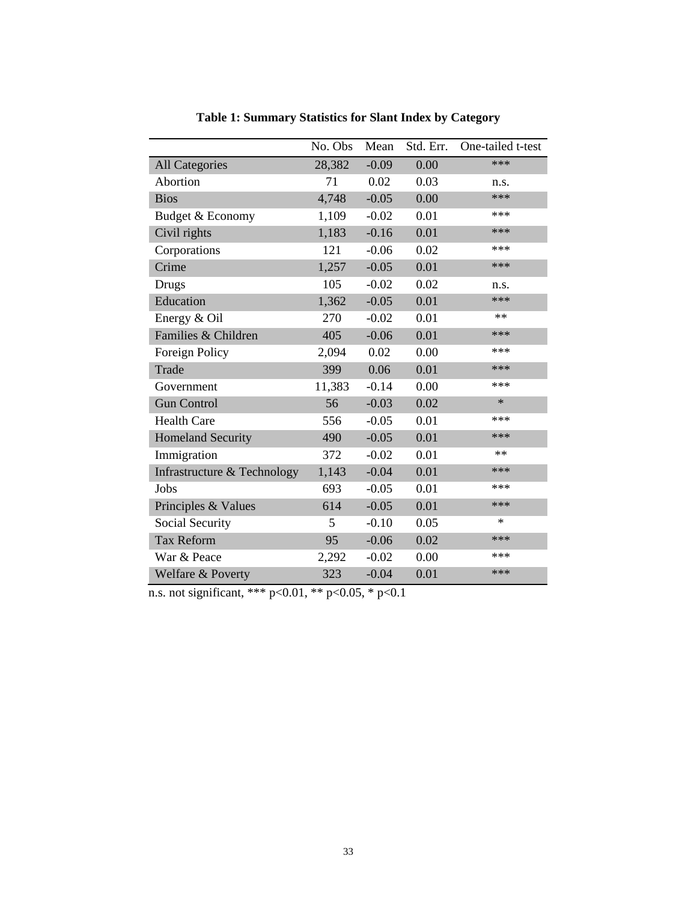**Table 1: Summary Statistics for Slant Index by Category**

| | No. Obs | Mean | Std. Err. | One-tailed t-test |
|---|---|---|---|---|
| All Categories | 28,382 | -0.09 | 0.00 | *** |
| Abortion | 71 | 0.02 | 0.03 | n.s. |
| Bios | 4,748 | -0.05 | 0.00 | *** |
| Budget & Economy | 1,109 | -0.02 | 0.01 | *** |
| Civil rights | 1,183 | -0.16 | 0.01 | *** |
| Corporations | 121 | -0.06 | 0.02 | *** |
| Crime | 1,257 | -0.05 | 0.01 | *** |
| Drugs | 105 | -0.02 | 0.02 | n.s. |
| Education | 1,362 | -0.05 | 0.01 | *** |
| Energy & Oil | 270 | -0.02 | 0.01 | ** |
| Families & Children | 405 | -0.06 | 0.01 | *** |
| Foreign Policy | 2,094 | 0.02 | 0.00 | *** |
| Trade | 399 | 0.06 | 0.01 | *** |
| Government | 11,383 | -0.14 | 0.00 | *** |
| Gun Control | 56 | -0.03 | 0.02 | * |
| Health Care | 556 | -0.05 | 0.01 | *** |
| Homeland Security | 490 | -0.05 | 0.01 | *** |
| Immigration | 372 | -0.02 | 0.01 | ** |
| Infrastructure & Technology | 1,143 | -0.04 | 0.01 | *** |
| Jobs | 693 | -0.05 | 0.01 | *** |
| Principles & Values | 614 | -0.05 | 0.01 | *** |
| Social Security | 5 | -0.10 | 0.05 | * |
| Tax Reform | 95 | -0.06 | 0.02 | *** |
| War & Peace | 2,292 | -0.02 | 0.00 | *** |
| Welfare & Poverty | 323 | -0.04 | 0.01 | *** |

n.s. not significant, *** $p<0.01$, ** $p<0.05$, * $p<0.1$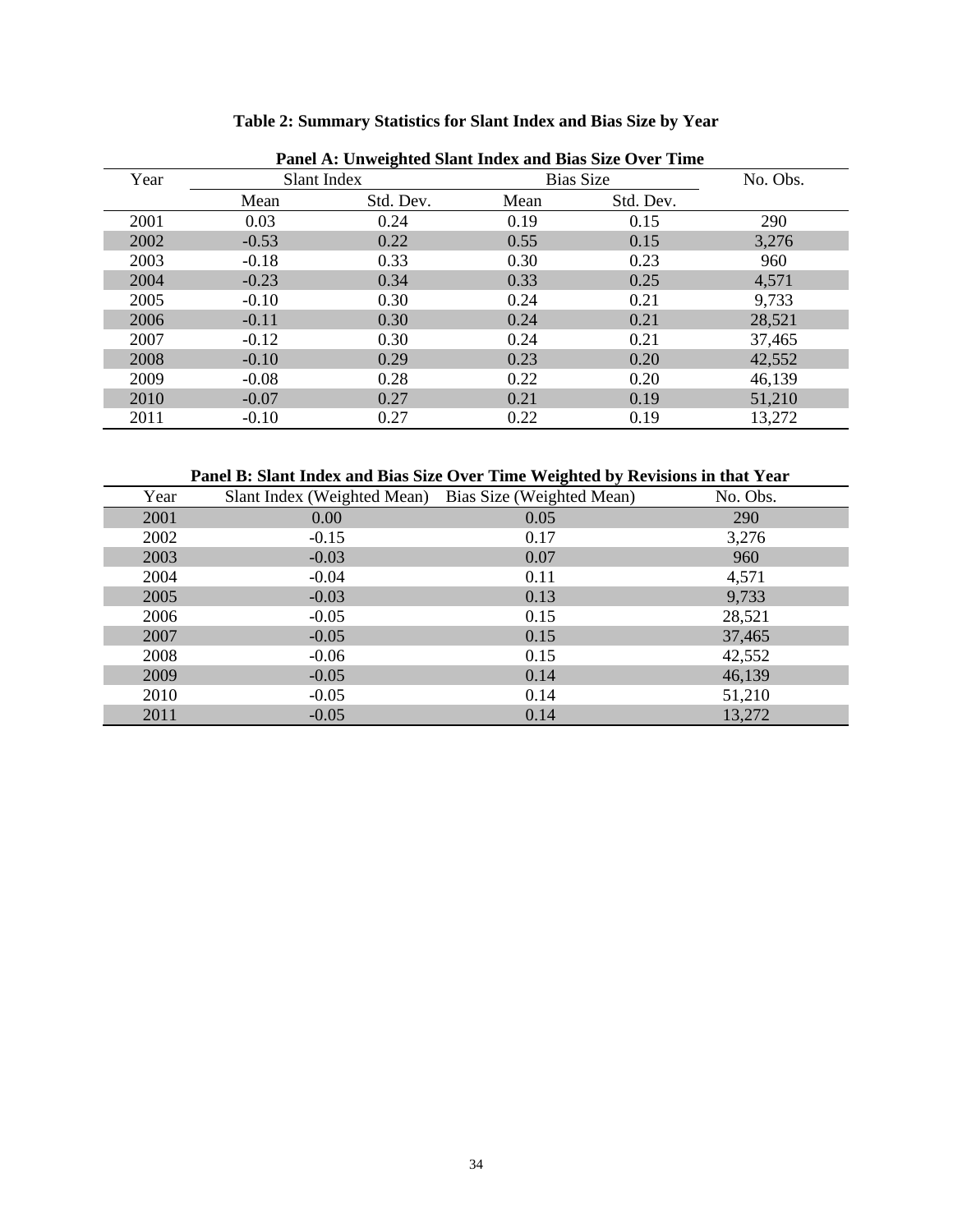**Table 2: Summary Statistics for Slant Index and Bias Size by Year**

**Panel A: Unweighted Slant Index and Bias Size Over Time**

| Year | Slant Index | | Bias Size | | No. Obs. |
|---|---|---|---|---|---|
| | Mean | Std. Dev. | Mean | Std. Dev. | |
| 2001 | 0.03 | 0.24 | 0.19 | 0.15 | 290 |
| 2002 | -0.53 | 0.22 | 0.55 | 0.15 | 3,276 |
| 2003 | -0.18 | 0.33 | 0.30 | 0.23 | 960 |
| 2004 | -0.23 | 0.34 | 0.33 | 0.25 | 4,571 |
| 2005 | -0.10 | 0.30 | 0.24 | 0.21 | 9,733 |
| 2006 | -0.11 | 0.30 | 0.24 | 0.21 | 28,521 |
| 2007 | -0.12 | 0.30 | 0.24 | 0.21 | 37,465 |
| 2008 | -0.10 | 0.29 | 0.23 | 0.20 | 42,552 |
| 2009 | -0.08 | 0.28 | 0.22 | 0.20 | 46,139 |
| 2010 | -0.07 | 0.27 | 0.21 | 0.19 | 51,210 |
| 2011 | -0.10 | 0.27 | 0.22 | 0.19 | 13,272 |

**Panel B: Slant Index and Bias Size Over Time Weighted by Revisions in that Year**

| Year | Slant Index (Weighted Mean) | Bias Size (Weighted Mean) | No. Obs. |
|---|---|---|---|
| 2001 | 0.00 | 0.05 | 290 |
| 2002 | -0.15 | 0.17 | 3,276 |
| 2003 | -0.03 | 0.07 | 960 |
| 2004 | -0.04 | 0.11 | 4,571 |
| 2005 | -0.03 | 0.13 | 9,733 |
| 2006 | -0.05 | 0.15 | 28,521 |
| 2007 | -0.05 | 0.15 | 37,465 |
| 2008 | -0.06 | 0.15 | 42,552 |
| 2009 | -0.05 | 0.14 | 46,139 |
| 2010 | -0.05 | 0.14 | 51,210 |
| 2011 | -0.05 | 0.14 | 13,272 |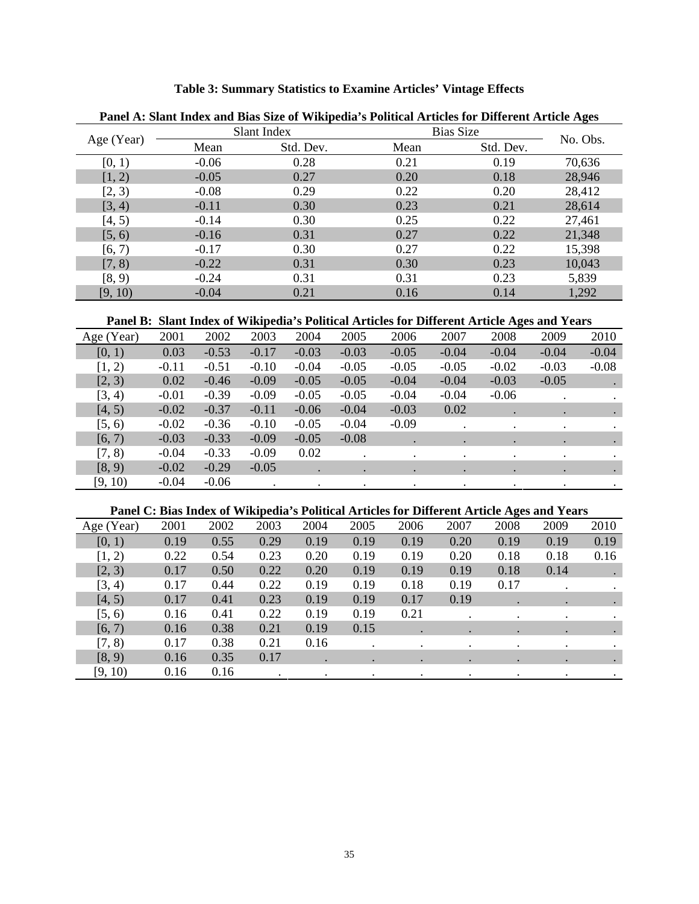**Table 3: Summary Statistics to Examine Articles' Vintage Effects**

**Panel A: Slant Index and Bias Size of Wikipedia's Political Articles for Different Article Ages**

| Age (Year) | Slant Index | | Bias Size | | No. Obs. |
|---|---|---|---|---|---|
| | Mean | Std. Dev. | Mean | Std. Dev. | |
| [0, 1) | -0.06 | 0.28 | 0.21 | 0.19 | 70,636 |
| [1, 2) | -0.05 | 0.27 | 0.20 | 0.18 | 28,946 |
| [2, 3) | -0.08 | 0.29 | 0.22 | 0.20 | 28,412 |
| [3, 4) | -0.11 | 0.30 | 0.23 | 0.21 | 28,614 |
| [4, 5) | -0.14 | 0.30 | 0.25 | 0.22 | 27,461 |
| [5, 6) | -0.16 | 0.31 | 0.27 | 0.22 | 21,348 |
| [6, 7) | -0.17 | 0.30 | 0.27 | 0.22 | 15,398 |
| [7, 8) | -0.22 | 0.31 | 0.30 | 0.23 | 10,043 |
| [8, 9) | -0.24 | 0.31 | 0.31 | 0.23 | 5,839 |
| [9, 10) | -0.04 | 0.21 | 0.16 | 0.14 | 1,292 |

**Panel B: Slant Index of Wikipedia's Political Articles for Different Article Ages and Years**

| Age (Year) | 2001 | 2002 | 2003 | 2004 | 2005 | 2006 | 2007 | 2008 | 2009 | 2010 |
|---|---|---|---|---|---|---|---|---|---|---|
| [0, 1) | 0.03 | -0.53 | -0.17 | -0.03 | -0.03 | -0.05 | -0.04 | -0.04 | -0.04 | -0.04 |
| [1, 2) | -0.11 | -0.51 | -0.10 | -0.04 | -0.05 | -0.05 | -0.05 | -0.02 | -0.03 | -0.08 |
| [2, 3) | 0.02 | -0.46 | -0.09 | -0.05 | -0.05 | -0.04 | -0.04 | -0.03 | -0.05 | . |
| [3, 4) | -0.01 | -0.39 | -0.09 | -0.05 | -0.05 | -0.04 | -0.04 | -0.06 | . | . |
| [4, 5) | -0.02 | -0.37 | -0.11 | -0.06 | -0.04 | -0.03 | 0.02 | . | . | . |
| [5, 6) | -0.02 | -0.36 | -0.10 | -0.05 | -0.04 | -0.09 | . | . | . | . |
| [6, 7) | -0.03 | -0.33 | -0.09 | -0.05 | -0.08 | . | . | . | . | . |
| [7, 8) | -0.04 | -0.33 | -0.09 | 0.02 | . | . | . | . | . | . |
| [8, 9) | -0.02 | -0.29 | -0.05 | . | . | . | . | . | . | . |
| [9, 10) | -0.04 | -0.06 | . | . | . | . | . | . | . | . |

**Panel C: Bias Index of Wikipedia's Political Articles for Different Article Ages and Years**

| Age (Year) | 2001 | 2002 | 2003 | 2004 | 2005 | 2006 | 2007 | 2008 | 2009 | 2010 |
|---|---|---|---|---|---|---|---|---|---|---|
| [0, 1) | 0.19 | 0.55 | 0.29 | 0.19 | 0.19 | 0.19 | 0.20 | 0.19 | 0.19 | 0.19 |
| [1, 2) | 0.22 | 0.54 | 0.23 | 0.20 | 0.19 | 0.19 | 0.20 | 0.18 | 0.18 | 0.16 |
| [2, 3) | 0.17 | 0.50 | 0.22 | 0.20 | 0.19 | 0.19 | 0.19 | 0.18 | 0.14 | . |
| [3, 4) | 0.17 | 0.44 | 0.22 | 0.19 | 0.19 | 0.18 | 0.19 | 0.17 | . | . |
| [4, 5) | 0.17 | 0.41 | 0.23 | 0.19 | 0.19 | 0.17 | 0.19 | . | . | . |
| [5, 6) | 0.16 | 0.41 | 0.22 | 0.19 | 0.19 | 0.21 | . | . | . | . |
| [6, 7) | 0.16 | 0.38 | 0.21 | 0.19 | 0.15 | . | . | . | . | . |
| [7, 8) | 0.17 | 0.38 | 0.21 | 0.16 | . | . | . | . | . | . |
| [8, 9) | 0.16 | 0.35 | 0.17 | . | . | . | . | . | . | . |
| [9, 10) | 0.16 | 0.16 | . | . | . | . | . | . | . | . |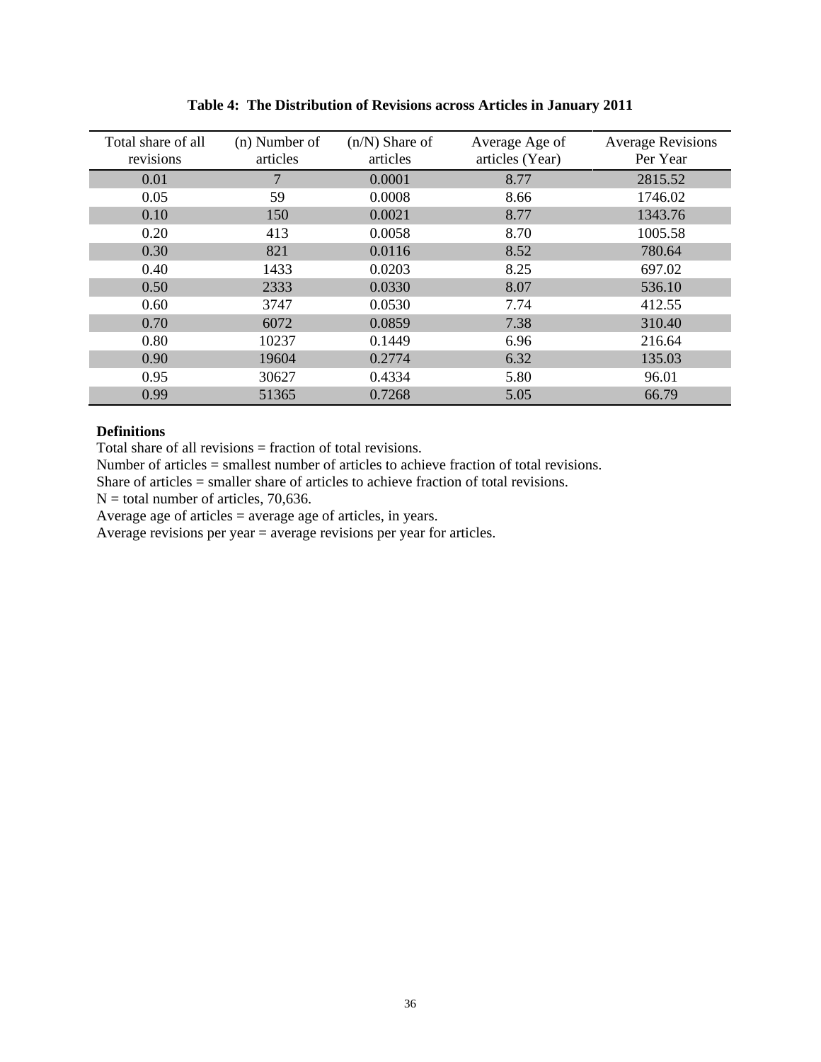**Table 4: The Distribution of Revisions across Articles in January 2011**

| Total share of all revisions | (n) Number of articles | (n/N) Share of articles | Average Age of articles (Year) | Average Revisions Per Year |
|---|---|---|---|---|
| 0.01 | 7 | 0.0001 | 8.77 | 2815.52 |
| 0.05 | 59 | 0.0008 | 8.66 | 1746.02 |
| 0.10 | 150 | 0.0021 | 8.77 | 1343.76 |
| 0.20 | 413 | 0.0058 | 8.70 | 1005.58 |
| 0.30 | 821 | 0.0116 | 8.52 | 780.64 |
| 0.40 | 1433 | 0.0203 | 8.25 | 697.02 |
| 0.50 | 2333 | 0.0330 | 8.07 | 536.10 |
| 0.60 | 3747 | 0.0530 | 7.74 | 412.55 |
| 0.70 | 6072 | 0.0859 | 7.38 | 310.40 |
| 0.80 | 10237 | 0.1449 | 6.96 | 216.64 |
| 0.90 | 19604 | 0.2774 | 6.32 | 135.03 |
| 0.95 | 30627 | 0.4334 | 5.80 | 96.01 |
| 0.99 | 51365 | 0.7268 | 5.05 | 66.79 |

**Definitions**

Total share of all revisions = fraction of total revisions.

Number of articles = smallest number of articles to achieve fraction of total revisions.

Share of articles = smaller share of articles to achieve fraction of total revisions.

N = total number of articles, 70,636.

Average age of articles = average age of articles, in years.

Average revisions per year = average revisions per year for articles.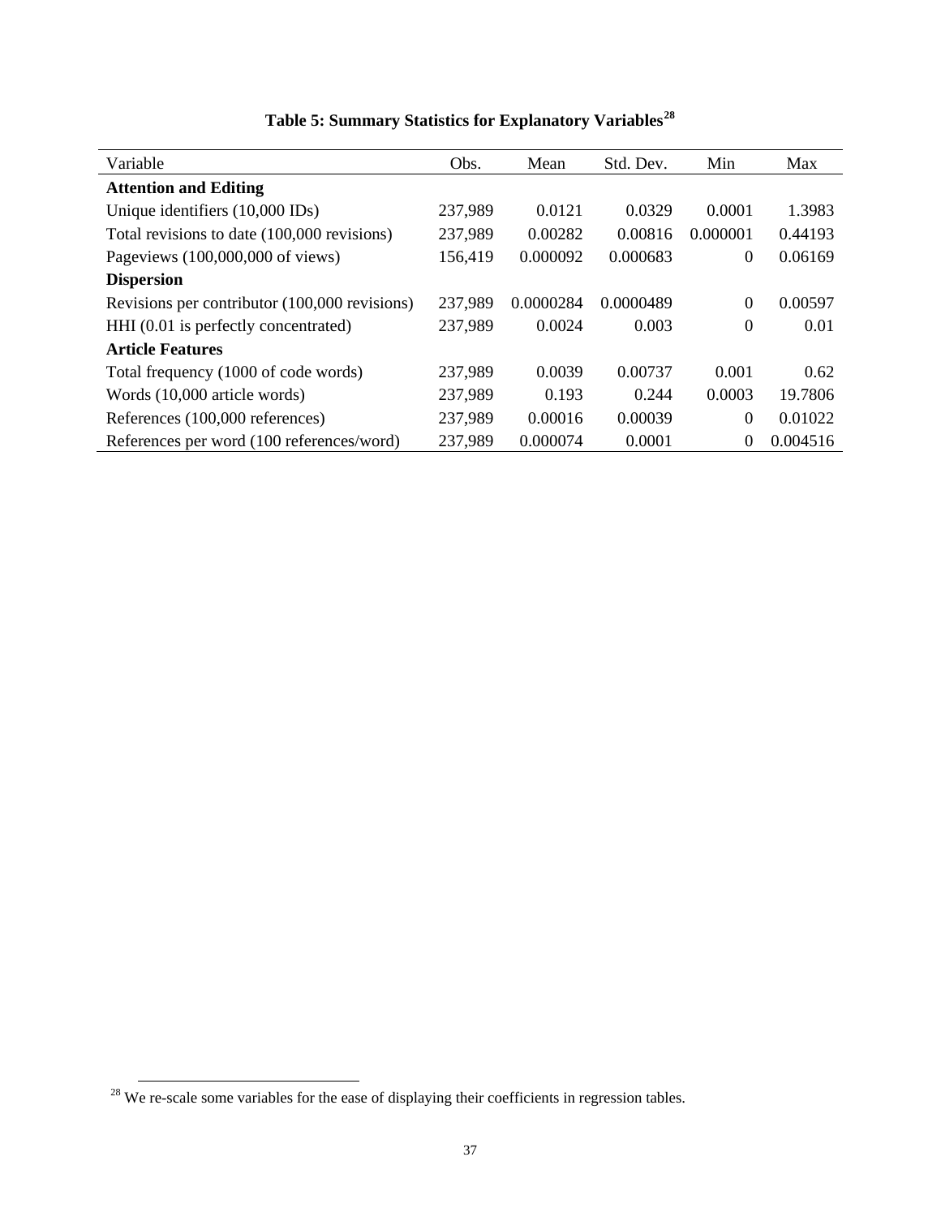**Table 5: Summary Statistics for Explanatory Variables[28]**

| Variable | Obs. | Mean | Std. Dev. | Min | Max |
|---|---|---|---|---|---|
| **Attention and Editing** | | | | | |
| Unique identifiers (10,000 IDs) | 237,989 | 0.0121 | 0.0329 | 0.0001 | 1.3983 |
| Total revisions to date (100,000 revisions) | 237,989 | 0.00282 | 0.00816 | 0.000001 | 0.44193 |
| Pageviews (100,000,000 of views) | 156,419 | 0.000092 | 0.000683 | 0 | 0.06169 |
| **Dispersion** | | | | | |
| Revisions per contributor (100,000 revisions) | 237,989 | 0.0000284 | 0.0000489 | 0 | 0.00597 |
| HHI (0.01 is perfectly concentrated) | 237,989 | 0.0024 | 0.003 | 0 | 0.01 |
| **Article Features** | | | | | |
| Total frequency (1000 of code words) | 237,989 | 0.0039 | 0.00737 | 0.001 | 0.62 |
| Words (10,000 article words) | 237,989 | 0.193 | 0.244 | 0.0003 | 19.7806 |
| References (100,000 references) | 237,989 | 0.00016 | 0.00039 | 0 | 0.01022 |
| References per word (100 references/word) | 237,989 | 0.000074 | 0.0001 | 0 | 0.004516 |

[28] We re-scale some variables for the ease of displaying their coefficients in regression tables.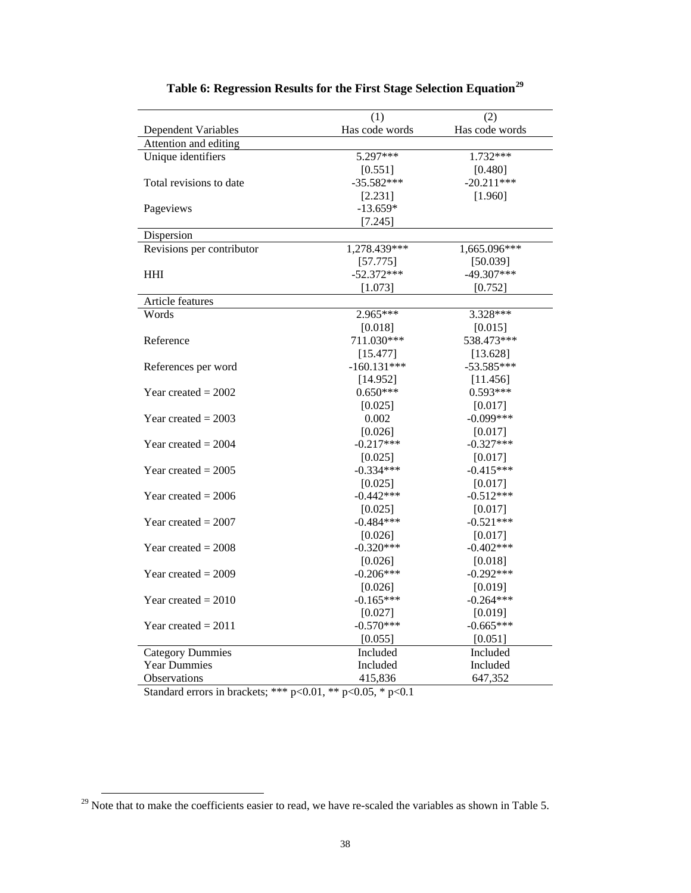**Table 6: Regression Results for the First Stage Selection Equation[29]**

| | (1) | (2) |
|---|---|---|
| Dependent Variables | Has code words | Has code words |
| Attention and editing | | |
| Unique identifiers | 5.297*** | 1.732*** |
| | [0.551] | [0.480] |
| Total revisions to date | -35.582*** | -20.211*** |
| | [2.231] | [1.960] |
| Pageviews | -13.659* | |
| | [7.245] | |
| Dispersion | | |
| Revisions per contributor | 1,278.439*** | 1,665.096*** |
| | [57.775] | [50.039] |
| HHI | -52.372*** | -49.307*** |
| | [1.073] | [0.752] |
| Article features | | |
| Words | 2.965*** | 3.328*** |
| | [0.018] | [0.015] |
| Reference | 711.030*** | 538.473*** |
| | [15.477] | [13.628] |
| References per word | -160.131*** | -53.585*** |
| | [14.952] | [11.456] |
| Year created = 2002 | 0.650*** | 0.593*** |
| | [0.025] | [0.017] |
| Year created = 2003 | 0.002 | -0.099*** |
| | [0.026] | [0.017] |
| Year created = 2004 | -0.217*** | -0.327*** |
| | [0.025] | [0.017] |
| Year created = 2005 | -0.334*** | -0.415*** |
| | [0.025] | [0.017] |
| Year created = 2006 | -0.442*** | -0.512*** |
| | [0.025] | [0.017] |
| Year created = 2007 | -0.484*** | -0.521*** |
| | [0.026] | [0.017] |
| Year created = 2008 | -0.320*** | -0.402*** |
| | [0.026] | [0.018] |
| Year created = 2009 | -0.206*** | -0.292*** |
| | [0.026] | [0.019] |
| Year created = 2010 | -0.165*** | -0.264*** |
| | [0.027] | [0.019] |
| Year created = 2011 | -0.570*** | -0.665*** |
| | [0.055] | [0.051] |
| Category Dummies | Included | Included |
| Year Dummies | Included | Included |
| Observations | 415,836 | 647,352 |

Standard errors in brackets; *** p<0.01, ** p<0.05, * p<0.1

[29] Note that to make the coefficients easier to read, we have re-scaled the variables as shown in Table 5.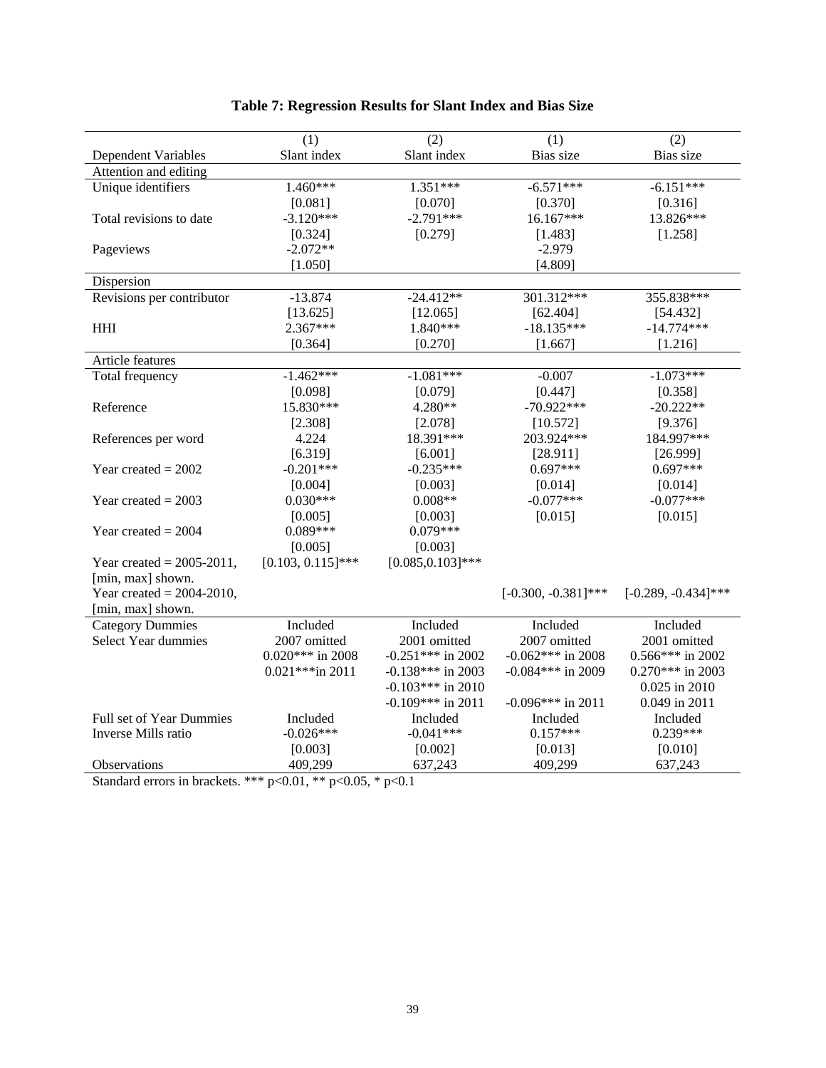**Table 7: Regression Results for Slant Index and Bias Size**

| | (1) | (2) | (1) | (2) |
|---|---|---|---|---|
| Dependent Variables | Slant index | Slant index | Bias size | Bias size |
| Attention and editing | | | | |
| Unique identifiers | 1.460*** | 1.351*** | -6.571*** | -6.151*** |
| | [0.081] | [0.070] | [0.370] | [0.316] |
| Total revisions to date | -3.120*** | -2.791*** | 16.167*** | 13.826*** |
| | [0.324] | [0.279] | [1.483] | [1.258] |
| Pageviews | -2.072** | | -2.979 | |
| | [1.050] | | [4.809] | |
| Dispersion | | | | |
| Revisions per contributor | -13.874 | -24.412** | 301.312*** | 355.838*** |
| | [13.625] | [12.065] | [62.404] | [54.432] |
| HHI | 2.367*** | 1.840*** | -18.135*** | -14.774*** |
| | [0.364] | [0.270] | [1.667] | [1.216] |
| Article features | | | | |
| Total frequency | -1.462*** | -1.081*** | -0.007 | -1.073*** |
| | [0.098] | [0.079] | [0.447] | [0.358] |
| Reference | 15.830*** | 4.280** | -70.922*** | -20.222** |
| | [2.308] | [2.078] | [10.572] | [9.376] |
| References per word | 4.224 | 18.391*** | 203.924*** | 184.997*** |
| | [6.319] | [6.001] | [28.911] | [26.999] |
| Year created = 2002 | -0.201*** | -0.235*** | 0.697*** | 0.697*** |
| | [0.004] | [0.003] | [0.014] | [0.014] |
| Year created = 2003 | 0.030*** | 0.008** | -0.077*** | -0.077*** |
| | [0.005] | [0.003] | [0.015] | [0.015] |
| Year created = 2004 | 0.089*** | 0.079*** | | |
| | [0.005] | [0.003] | | |
| Year created = 2005-2011, [min, max] shown. | [0.103, 0.115]*** | [0.085,0.103]*** | | |
| Year created = 2004-2010, [min, max] shown. | | | [-0.300, -0.381]*** | [-0.289, -0.434]*** |
| Category Dummies | Included | Included | Included | Included |
| Select Year dummies | 2007 omitted | 2001 omitted | 2007 omitted | 2001 omitted |
| | 0.020*** in 2008 | -0.251*** in 2002 | -0.062*** in 2008 | 0.566*** in 2002 |
| | 0.021***in 2011 | -0.138*** in 2003 | -0.084*** in 2009 | 0.270*** in 2003 |
| | | -0.103*** in 2010 | | 0.025 in 2010 |
| | | -0.109*** in 2011 | -0.096*** in 2011 | 0.049 in 2011 |
| Full set of Year Dummies | Included | Included | Included | Included |
| Inverse Mills ratio | -0.026*** | -0.041*** | 0.157*** | 0.239*** |
| | [0.003] | [0.002] | [0.013] | [0.010] |
| Observations | 409,299 | 637,243 | 409,299 | 637,243 |

Standard errors in brackets. *** p<0.01, ** p<0.05, * p<0.1